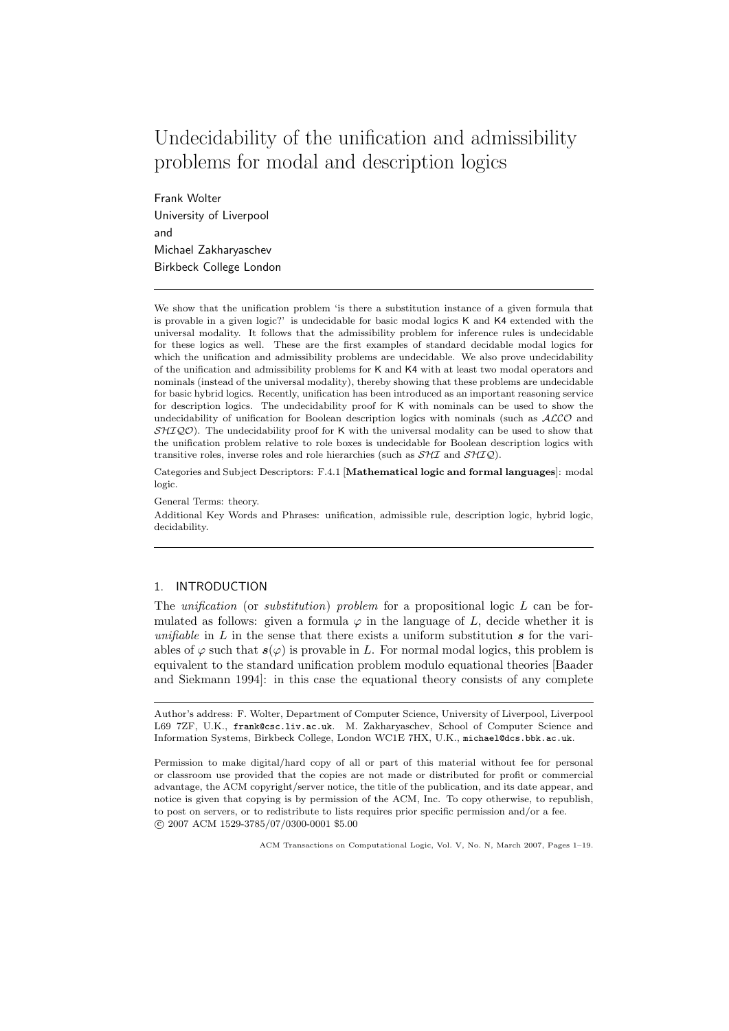# Undecidability of the unification and admissibility problems for modal and description logics

Frank Wolter
University of Liverpool
and
Michael Zakharyaschev
Birkbeck College London

---

We show that the unification problem 'is there a substitution instance of a given formula that is provable in a given logic?' is undecidable for basic modal logics K and K4 extended with the universal modality. It follows that the admissibility problem for inference rules is undecidable for these logics as well. These are the first examples of standard decidable modal logics for which the unification and admissibility problems are undecidable. We also prove undecidability of the unification and admissibility problems for K and K4 with at least two modal operators and nominals (instead of the universal modality), thereby showing that these problems are undecidable for basic hybrid logics. Recently, unification has been introduced as an important reasoning service for description logics. The undecidability proof for K with nominals can be used to show the undecidability of unification for Boolean description logics with nominals (such as $\mathcal{ALCO}$ and $\mathcal{SHIQO}$). The undecidability proof for K with the universal modality can be used to show that the unification problem relative to role boxes is undecidable for Boolean description logics with transitive roles, inverse roles and role hierarchies (such as $\mathcal{SHI}$ and $\mathcal{SHIQ}$).

Categories and Subject Descriptors: F.4.1 [**Mathematical logic and formal languages**]: modal logic.

General Terms: theory.

Additional Key Words and Phrases: unification, admissible rule, description logic, hybrid logic, decidability.

---

## 1. INTRODUCTION

The *unification* (or *substitution*) *problem* for a propositional logic $L$ can be formulated as follows: given a formula $\varphi$ in the language of $L$, decide whether it is *unifiable* in $L$ in the sense that there exists a uniform substitution $\boldsymbol{s}$ for the variables of $\varphi$ such that $\boldsymbol{s}(\varphi)$ is provable in $L$. For normal modal logics, this problem is equivalent to the standard unification problem modulo equational theories [Baader and Siekmann 1994]: in this case the equational theory consists of any complete

---

Author's address: F. Wolter, Department of Computer Science, University of Liverpool, Liverpool L69 7ZF, U.K., frank@csc.liv.ac.uk. M. Zakharyaschev, School of Computer Science and Information Systems, Birkbeck College, London WC1E 7HX, U.K., michael@dcs.bbk.ac.uk.

Permission to make digital/hard copy of all or part of this material without fee for personal or classroom use provided that the copies are not made or distributed for profit or commercial advantage, the ACM copyright/server notice, the title of the publication, and its date appear, and notice is given that copying is by permission of the ACM, Inc. To copy otherwise, to republish, to post on servers, or to redistribute to lists requires prior specific permission and/or a fee.
© 2007 ACM 1529-3785/07/0300-0001 $5.00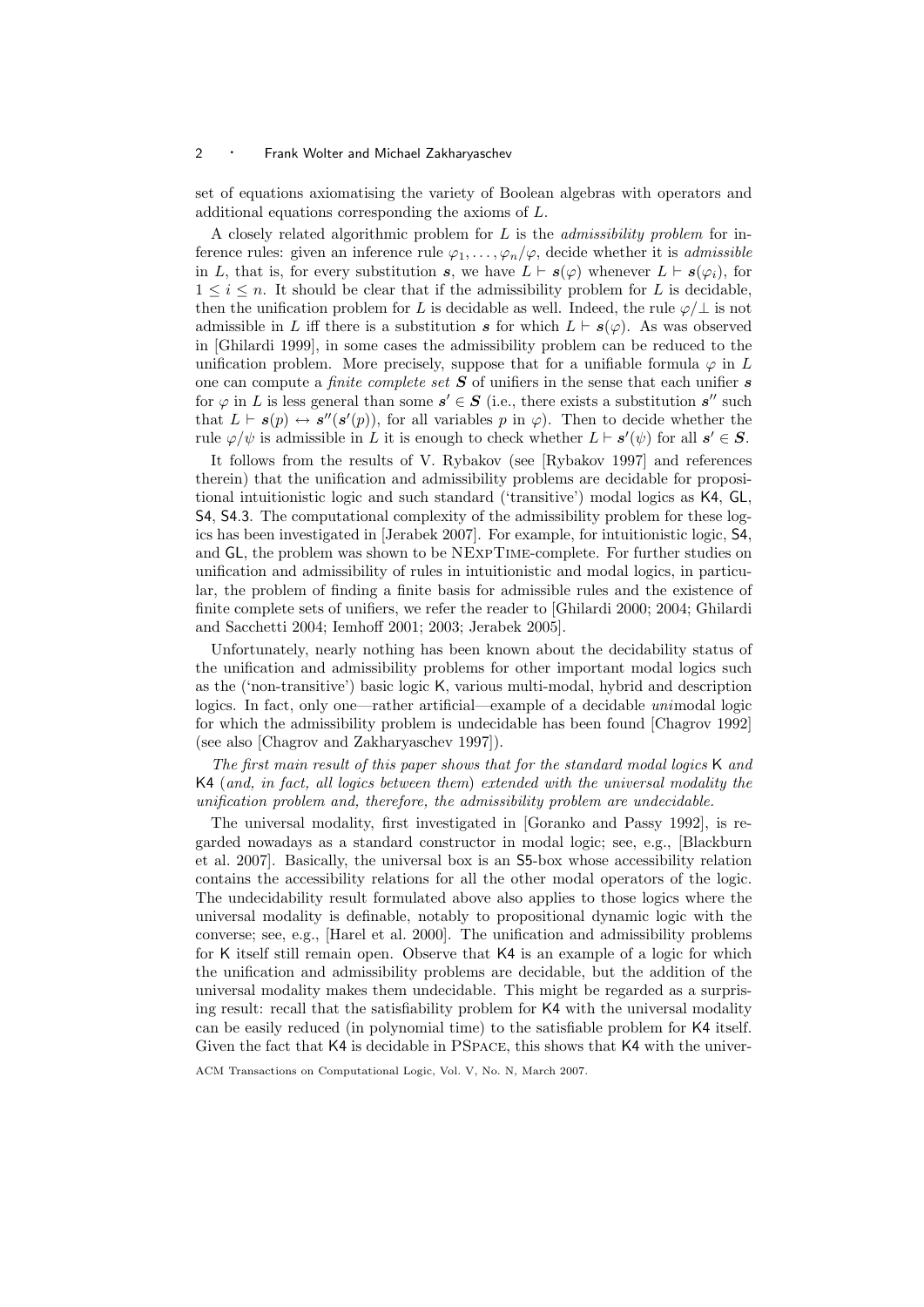set of equations axiomatising the variety of Boolean algebras with operators and additional equations corresponding the axioms of $L$.

A closely related algorithmic problem for $L$ is the *admissibility problem* for inference rules: given an inference rule $\varphi_1, \dots, \varphi_n/\varphi$, decide whether it is *admissible* in $L$, that is, for every substitution $\boldsymbol{s}$, we have $L \vdash \boldsymbol{s}(\varphi)$ whenever $L \vdash \boldsymbol{s}(\varphi_i)$, for $1 \leq i \leq n$. It should be clear that if the admissibility problem for $L$ is decidable, then the unification problem for $L$ is decidable as well. Indeed, the rule $\varphi/\bot$ is not admissible in $L$ iff there is a substitution $\boldsymbol{s}$ for which $L \vdash \boldsymbol{s}(\varphi)$. As was observed in [Ghilardi 1999], in some cases the admissibility problem can be reduced to the unification problem. More precisely, suppose that for a unifiable formula $\varphi$ in $L$ one can compute a *finite complete set* $\boldsymbol{S}$ of unifiers in the sense that each unifier $\boldsymbol{s}$ for $\varphi$ in $L$ is less general than some $\boldsymbol{s}' \in \boldsymbol{S}$ (i.e., there exists a substitution $\boldsymbol{s}''$ such that $L \vdash \boldsymbol{s}(p) \leftrightarrow \boldsymbol{s}''(\boldsymbol{s}'(p))$, for all variables $p$ in $\varphi$). Then to decide whether the rule $\varphi/\psi$ is admissible in $L$ it is enough to check whether $L \vdash \boldsymbol{s}'(\psi)$ for all $\boldsymbol{s}' \in \boldsymbol{S}$.

It follows from the results of V. Rybakov (see [Rybakov 1997] and references therein) that the unification and admissibility problems are decidable for propositional intuitionistic logic and such standard ('transitive') modal logics as K4, GL, S4, S4.3. The computational complexity of the admissibility problem for these logics has been investigated in [Jerabek 2007]. For example, for intuitionistic logic, S4, and GL, the problem was shown to be NExpTime-complete. For further studies on unification and admissibility of rules in intuitionistic and modal logics, in particular, the problem of finding a finite basis for admissible rules and the existence of finite complete sets of unifiers, we refer the reader to [Ghilardi 2000; 2004; Ghilardi and Sacchetti 2004; Iemhoff 2001; 2003; Jerabek 2005].

Unfortunately, nearly nothing has been known about the decidability status of the unification and admissibility problems for other important modal logics such as the ('non-transitive') basic logic K, various multi-modal, hybrid and description logics. In fact, only one—rather artificial—example of a decidable *uni*modal logic for which the admissibility problem is undecidable has been found [Chagrov 1992] (see also [Chagrov and Zakharyaschev 1997]).

*The first main result of this paper shows that for the standard modal logics* K *and* K4 (*and, in fact, all logics between them*) *extended with the universal modality the unification problem and, therefore, the admissibility problem are undecidable.*

The universal modality, first investigated in [Goranko and Passy 1992], is regarded nowadays as a standard constructor in modal logic; see, e.g., [Blackburn et al. 2007]. Basically, the universal box is an S5-box whose accessibility relation contains the accessibility relations for all the other modal operators of the logic. The undecidability result formulated above also applies to those logics where the universal modality is definable, notably to propositional dynamic logic with the converse; see, e.g., [Harel et al. 2000]. The unification and admissibility problems for K itself still remain open. Observe that K4 is an example of a logic for which the unification and admissibility problems are decidable, but the addition of the universal modality makes them undecidable. This might be regarded as a surprising result: recall that the satisfiability problem for K4 with the universal modality can be easily reduced (in polynomial time) to the satisfiable problem for K4 itself. Given the fact that K4 is decidable in PSpace, this shows that K4 with the univer-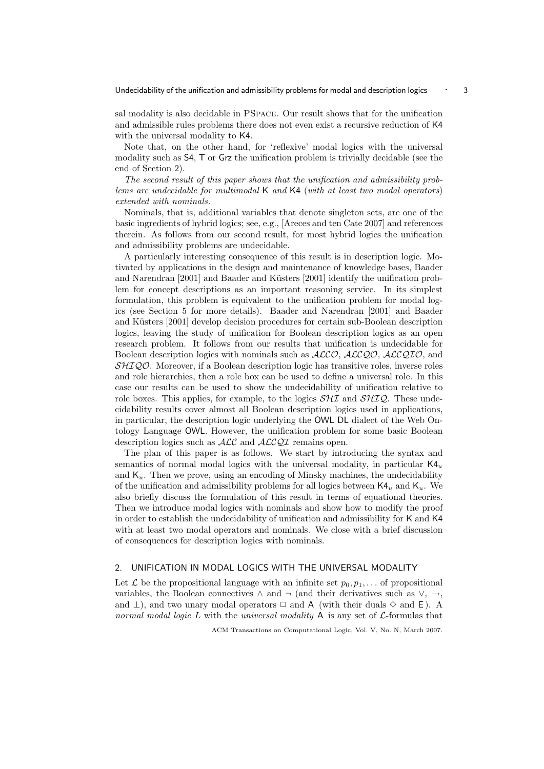sal modality is also decidable in PSpace. Our result shows that for the unification and admissible rules problems there does not even exist a recursive reduction of K4 with the universal modality to K4.

Note that, on the other hand, for 'reflexive' modal logics with the universal modality such as S4, T or Grz the unification problem is trivially decidable (see the end of Section 2).

*The second result of this paper shows that the unification and admissibility problems are undecidable for multimodal* K *and* K4 *(with at least two modal operators) extended with nominals.*

Nominals, that is, additional variables that denote singleton sets, are one of the basic ingredients of hybrid logics; see, e.g., [Areces and ten Cate 2007] and references therein. As follows from our second result, for most hybrid logics the unification and admissibility problems are undecidable.

A particularly interesting consequence of this result is in description logic. Motivated by applications in the design and maintenance of knowledge bases, Baader and Narendran [2001] and Baader and Küsters [2001] identify the unification problem for concept descriptions as an important reasoning service. In its simplest formulation, this problem is equivalent to the unification problem for modal logics (see Section 5 for more details). Baader and Narendran [2001] and Baader and Küsters [2001] develop decision procedures for certain sub-Boolean description logics, leaving the study of unification for Boolean description logics as an open research problem. It follows from our results that unification is undecidable for Boolean description logics with nominals such as $\mathcal{ALCO}$, $\mathcal{ALCQO}$, $\mathcal{ALCQIO}$, and $\mathcal{SHIQO}$. Moreover, if a Boolean description logic has transitive roles, inverse roles and role hierarchies, then a role box can be used to define a universal role. In this case our results can be used to show the undecidability of unification relative to role boxes. This applies, for example, to the logics $\mathcal{SHI}$ and $\mathcal{SHIQ}$. These undecidability results cover almost all Boolean description logics used in applications, in particular, the description logic underlying the OWL DL dialect of the Web Ontology Language OWL. However, the unification problem for some basic Boolean description logics such as $\mathcal{ALC}$ and $\mathcal{ALCQI}$ remains open.

The plan of this paper is as follows. We start by introducing the syntax and semantics of normal modal logics with the universal modality, in particular $\mathsf{K4}_u$ and $\mathsf{K}_u$. Then we prove, using an encoding of Minsky machines, the undecidability of the unification and admissibility problems for all logics between $\mathsf{K4}_u$ and $\mathsf{K}_u$. We also briefly discuss the formulation of this result in terms of equational theories. Then we introduce modal logics with nominals and show how to modify the proof in order to establish the undecidability of unification and admissibility for K and K4 with at least two modal operators and nominals. We close with a brief discussion of consequences for description logics with nominals.

## 2. UNIFICATION IN MODAL LOGICS WITH THE UNIVERSAL MODALITY

Let $\mathcal{L}$ be the propositional language with an infinite set $p_0, p_1, \ldots$ of propositional variables, the Boolean connectives $\wedge$ and $\neg$ (and their derivatives such as $\vee$, $\rightarrow$, and $\bot$), and two unary modal operators $\Box$ and $\mathsf{A}$ (with their duals $\Diamond$ and $\mathsf{E}$). A *normal modal logic* $L$ with the *universal modality* $\mathsf{A}$ is any set of $\mathcal{L}$-formulas that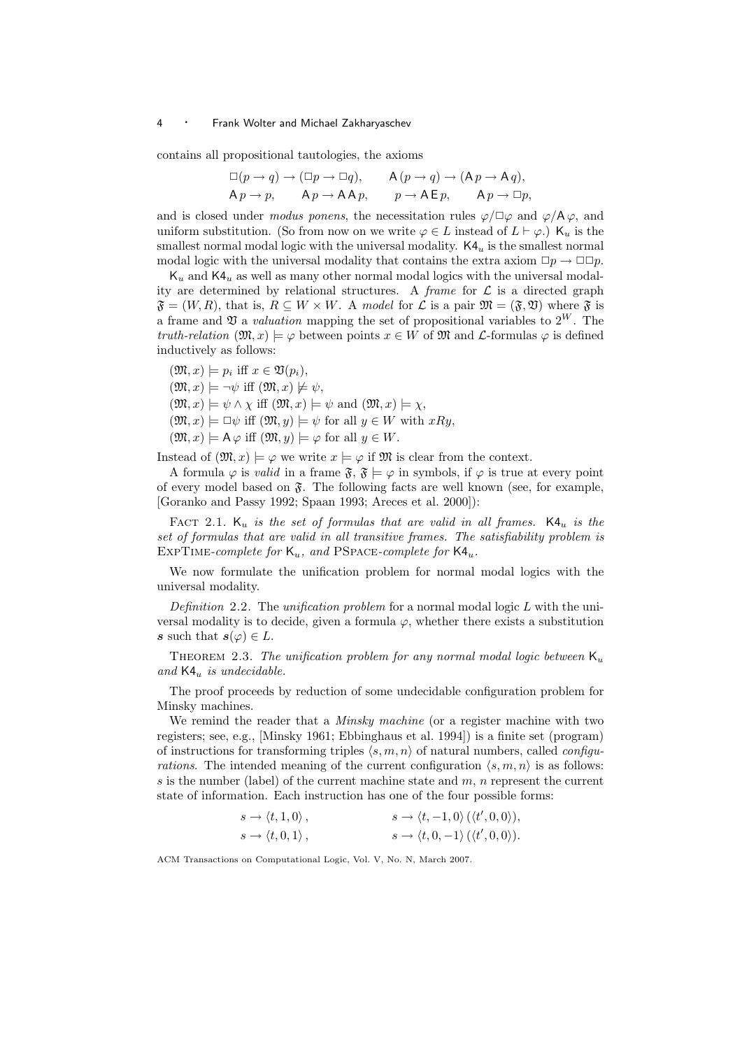contains all propositional tautologies, the axioms

$$\Box(p \to q) \to (\Box p \to \Box q), \qquad \mathsf{A}\,(p \to q) \to (\mathsf{A}\,p \to \mathsf{A}\,q),$$
$$\mathsf{A}\,p \to p, \qquad \mathsf{A}\,p \to \mathsf{A}\,\mathsf{A}\,p, \qquad p \to \mathsf{A}\,\mathsf{E}\,p, \qquad \mathsf{A}\,p \to \Box p,$$

and is closed under *modus ponens*, the necessitation rules $\varphi/\Box\varphi$ and $\varphi/\mathsf{A}\,\varphi$, and uniform substitution. (So from now on we write $\varphi \in L$ instead of $L \vdash \varphi$.) $\mathsf{K}_u$ is the smallest normal modal logic with the universal modality. $\mathsf{K4}_u$ is the smallest normal modal logic with the universal modality that contains the extra axiom $\Box p \to \Box\Box p$.

$\mathsf{K}_u$ and $\mathsf{K4}_u$ as well as many other normal modal logics with the universal modality are determined by relational structures. A *frame* for $\mathcal{L}$ is a directed graph $\mathfrak{F} = (W, R)$, that is, $R \subseteq W \times W$. A *model* for $\mathcal{L}$ is a pair $\mathfrak{M} = (\mathfrak{F}, \mathfrak{V})$ where $\mathfrak{F}$ is a frame and $\mathfrak{V}$ a *valuation* mapping the set of propositional variables to $2^W$. The *truth-relation* $(\mathfrak{M}, x) \models \varphi$ between points $x \in W$ of $\mathfrak{M}$ and $\mathcal{L}$-formulas $\varphi$ is defined inductively as follows:

- $(\mathfrak{M}, x) \models p_i$ iff $x \in \mathfrak{V}(p_i)$,
- $(\mathfrak{M}, x) \models \neg\psi$ iff $(\mathfrak{M}, x) \not\models \psi$,
- $(\mathfrak{M}, x) \models \psi \wedge \chi$ iff $(\mathfrak{M}, x) \models \psi$ and $(\mathfrak{M}, x) \models \chi$,
- $(\mathfrak{M}, x) \models \Box\psi$ iff $(\mathfrak{M}, y) \models \psi$ for all $y \in W$ with $xRy$,
- $(\mathfrak{M}, x) \models \mathsf{A}\,\varphi$ iff $(\mathfrak{M}, y) \models \varphi$ for all $y \in W$.

Instead of $(\mathfrak{M}, x) \models \varphi$ we write $x \models \varphi$ if $\mathfrak{M}$ is clear from the context.

A formula $\varphi$ is *valid* in a frame $\mathfrak{F}$, $\mathfrak{F} \models \varphi$ in symbols, if $\varphi$ is true at every point of every model based on $\mathfrak{F}$. The following facts are well known (see, for example, [Goranko and Passy 1992; Spaan 1993; Areces et al. 2000]):

Fact 2.1. *$\mathsf{K}_u$ is the set of formulas that are valid in all frames. $\mathsf{K4}_u$ is the set of formulas that are valid in all transitive frames. The satisfiability problem is* ExpTime*-complete for $\mathsf{K}_u$, and* PSpace*-complete for $\mathsf{K4}_u$.*

We now formulate the unification problem for normal modal logics with the universal modality.

*Definition* 2.2. The *unification problem* for a normal modal logic $L$ with the universal modality is to decide, given a formula $\varphi$, whether there exists a substitution $\boldsymbol{s}$ such that $\boldsymbol{s}(\varphi) \in L$.

Theorem 2.3. *The unification problem for any normal modal logic between $\mathsf{K}_u$ and $\mathsf{K4}_u$ is undecidable.*

The proof proceeds by reduction of some undecidable configuration problem for Minsky machines.

We remind the reader that a *Minsky machine* (or a register machine with two registers; see, e.g., [Minsky 1961; Ebbinghaus et al. 1994]) is a finite set (program) of instructions for transforming triples $\langle s, m, n\rangle$ of natural numbers, called *configurations*. The intended meaning of the current configuration $\langle s, m, n\rangle$ is as follows: $s$ is the number (label) of the current machine state and $m$, $n$ represent the current state of information. Each instruction has one of the four possible forms:

$$s \to \langle t, 1, 0\rangle, \qquad s \to \langle t, -1, 0\rangle\,(\langle t', 0, 0\rangle),$$
$$s \to \langle t, 0, 1\rangle, \qquad s \to \langle t, 0, -1\rangle\,(\langle t', 0, 0\rangle).$$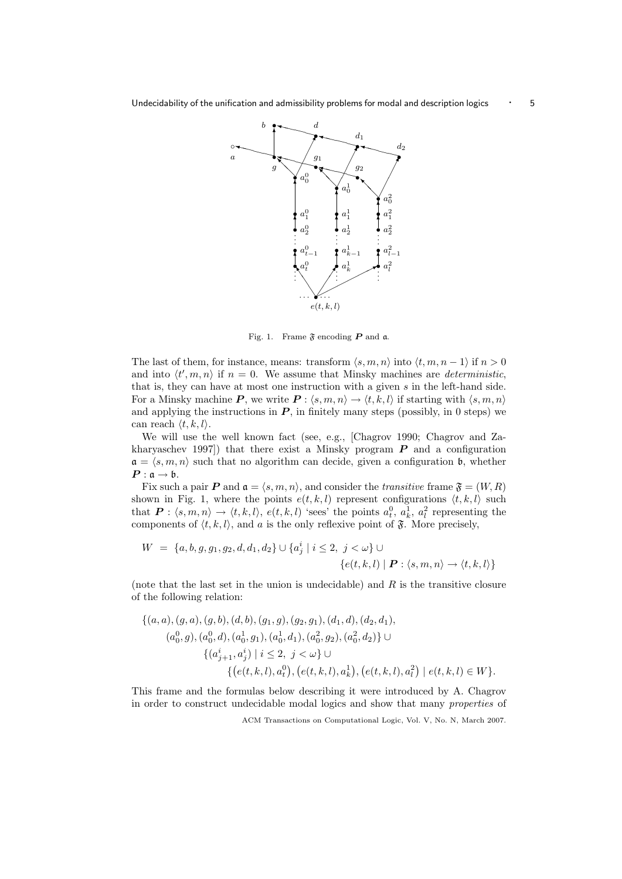Fig. 1. Frame $\mathfrak{F}$ encoding $\boldsymbol{P}$ and $\mathfrak{a}$.

The last of them, for instance, means: transform $\langle s, m, n\rangle$ into $\langle t, m, n-1\rangle$ if $n > 0$ and into $\langle t', m, n\rangle$ if $n = 0$. We assume that Minsky machines are *deterministic*, that is, they can have at most one instruction with a given $s$ in the left-hand side. For a Minsky machine $\boldsymbol{P}$, we write $\boldsymbol{P} : \langle s, m, n\rangle \to \langle t, k, l\rangle$ if starting with $\langle s, m, n\rangle$ and applying the instructions in $\boldsymbol{P}$, in finitely many steps (possibly, in 0 steps) we can reach $\langle t, k, l\rangle$.

We will use the well known fact (see, e.g., [Chagrov 1990; Chagrov and Zakharyaschev 1997]) that there exist a Minsky program $\boldsymbol{P}$ and a configuration $\mathfrak{a} = \langle s, m, n\rangle$ such that no algorithm can decide, given a configuration $\mathfrak{b}$, whether $\boldsymbol{P} : \mathfrak{a} \to \mathfrak{b}$.

Fix such a pair $\boldsymbol{P}$ and $\mathfrak{a} = \langle s, m, n\rangle$, and consider the *transitive* frame $\mathfrak{F} = (W, R)$ shown in Fig. 1, where the points $e(t, k, l)$ represent configurations $\langle t, k, l\rangle$ such that $\boldsymbol{P} : \langle s, m, n\rangle \to \langle t, k, l\rangle$, $e(t, k, l)$ 'sees' the points $a_t^0$, $a_k^1$, $a_l^2$ representing the components of $\langle t, k, l\rangle$, and $a$ is the only reflexive point of $\mathfrak{F}$. More precisely,

$$W = \{a, b, g, g_1, g_2, d, d_1, d_2\} \cup \{a_j^i \mid i \leq 2,\ j < \omega\} \cup \{e(t, k, l) \mid \boldsymbol{P} : \langle s, m, n\rangle \to \langle t, k, l\rangle\}$$

(note that the last set in the union is undecidable) and $R$ is the transitive closure of the following relation:

$$\begin{aligned}
&\{(a, a), (g, a), (g, b), (d, b), (g_1, g), (g_2, g_1), (d_1, d), (d_2, d_1),\\
&\quad (a_0^0, g), (a_0^0, d), (a_0^1, g_1), (a_0^1, d_1), (a_0^2, g_2), (a_0^2, d_2)\} \cup\\
&\qquad \{(a_{j+1}^i, a_j^i) \mid i \leq 2,\ j < \omega\} \cup\\
&\qquad\quad \{(e(t, k, l), a_t^0), (e(t, k, l), a_k^1), (e(t, k, l), a_l^2) \mid e(t, k, l) \in W\}.
\end{aligned}$$

This frame and the formulas below describing it were introduced by A. Chagrov in order to construct undecidable modal logics and show that many *properties* of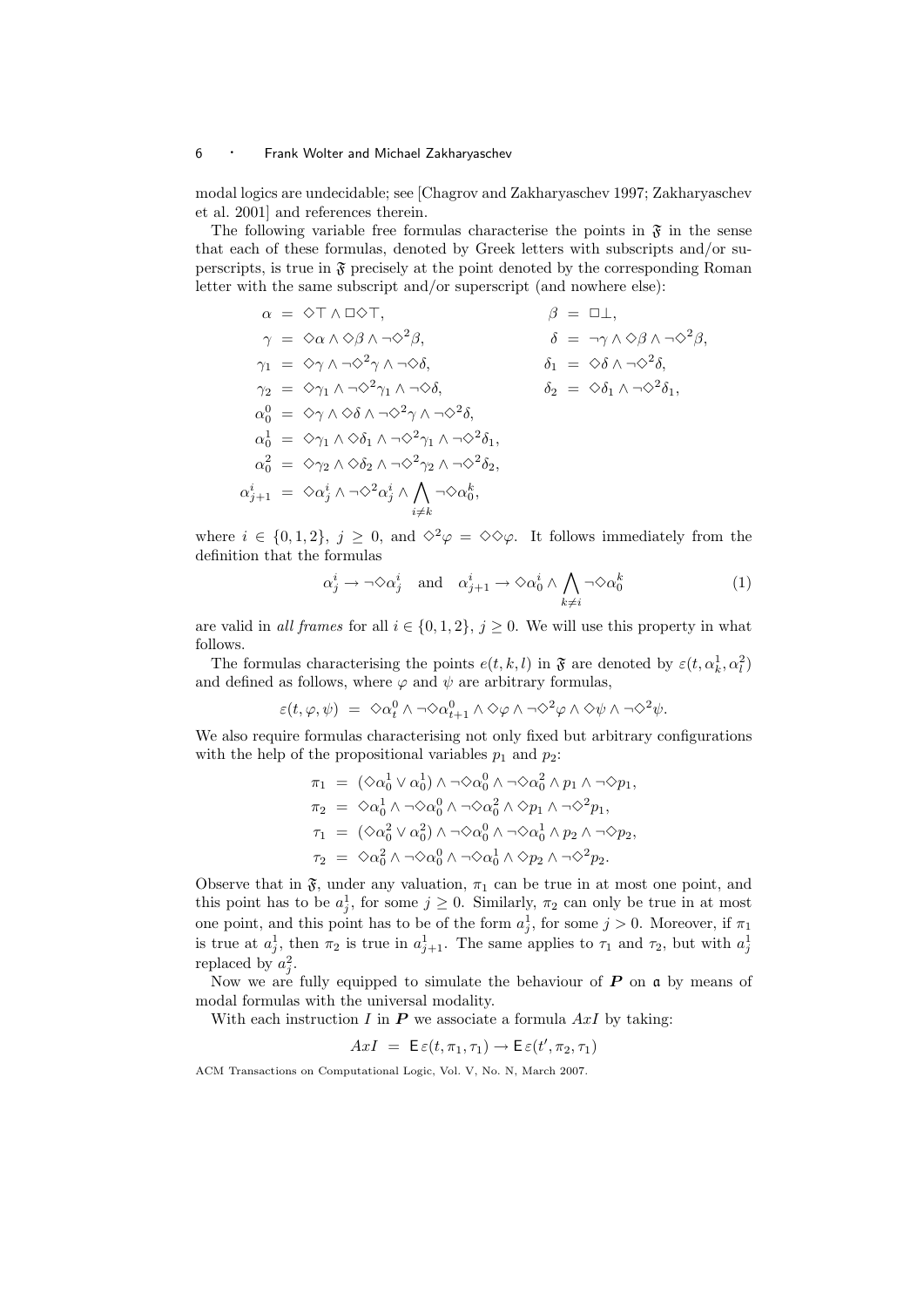modal logics are undecidable; see [Chagrov and Zakharyaschev 1997; Zakharyaschev et al. 2001] and references therein.

The following variable free formulas characterise the points in $\mathfrak{F}$ in the sense that each of these formulas, denoted by Greek letters with subscripts and/or superscripts, is true in $\mathfrak{F}$ precisely at the point denoted by the corresponding Roman letter with the same subscript and/or superscript (and nowhere else):

$$
\begin{aligned}
\alpha &= \Diamond\top \wedge \Box\Diamond\top, & \beta &= \Box\bot,\\
\gamma &= \Diamond\alpha \wedge \Diamond\beta \wedge \neg\Diamond^2\beta, & \delta &= \neg\gamma \wedge \Diamond\beta \wedge \neg\Diamond^2\beta,\\
\gamma_1 &= \Diamond\gamma \wedge \neg\Diamond^2\gamma \wedge \neg\Diamond\delta, & \delta_1 &= \Diamond\delta \wedge \neg\Diamond^2\delta,\\
\gamma_2 &= \Diamond\gamma_1 \wedge \neg\Diamond^2\gamma_1 \wedge \neg\Diamond\delta, & \delta_2 &= \Diamond\delta_1 \wedge \neg\Diamond^2\delta_1,\\
\alpha_0^0 &= \Diamond\gamma \wedge \Diamond\delta \wedge \neg\Diamond^2\gamma \wedge \neg\Diamond^2\delta, & &\\
\alpha_0^1 &= \Diamond\gamma_1 \wedge \Diamond\delta_1 \wedge \neg\Diamond^2\gamma_1 \wedge \neg\Diamond^2\delta_1, & &\\
\alpha_0^2 &= \Diamond\gamma_2 \wedge \Diamond\delta_2 \wedge \neg\Diamond^2\gamma_2 \wedge \neg\Diamond^2\delta_2, & &\\
\alpha_{j+1}^i &= \Diamond\alpha_j^i \wedge \neg\Diamond^2\alpha_j^i \wedge \bigwedge_{i\neq k} \neg\Diamond\alpha_0^k, & &
\end{aligned}
$$

where $i \in \{0,1,2\}$, $j \geq 0$, and $\Diamond^2\varphi = \Diamond\Diamond\varphi$. It follows immediately from the definition that the formulas

$$
\alpha_j^i \to \neg\Diamond\alpha_j^i \quad \text{and} \quad \alpha_{j+1}^i \to \Diamond\alpha_0^i \wedge \bigwedge_{k\neq i} \neg\Diamond\alpha_0^k \qquad (1)
$$

are valid in *all frames* for all $i \in \{0,1,2\}$, $j \geq 0$. We will use this property in what follows.

The formulas characterising the points $e(t,k,l)$ in $\mathfrak{F}$ are denoted by $\varepsilon(t,\alpha_k^1,\alpha_l^2)$ and defined as follows, where $\varphi$ and $\psi$ are arbitrary formulas,

$$
\varepsilon(t,\varphi,\psi) \;=\; \Diamond\alpha_t^0 \wedge \neg\Diamond\alpha_{t+1}^0 \wedge \Diamond\varphi \wedge \neg\Diamond^2\varphi \wedge \Diamond\psi \wedge \neg\Diamond^2\psi.
$$

We also require formulas characterising not only fixed but arbitrary configurations with the help of the propositional variables $p_1$ and $p_2$:

$$
\begin{aligned}
\pi_1 &= (\Diamond\alpha_0^1 \vee \alpha_0^1) \wedge \neg\Diamond\alpha_0^0 \wedge \neg\Diamond\alpha_0^2 \wedge p_1 \wedge \neg\Diamond p_1,\\
\pi_2 &= \Diamond\alpha_0^1 \wedge \neg\Diamond\alpha_0^0 \wedge \neg\Diamond\alpha_0^2 \wedge \Diamond p_1 \wedge \neg\Diamond^2 p_1,\\
\tau_1 &= (\Diamond\alpha_0^2 \vee \alpha_0^2) \wedge \neg\Diamond\alpha_0^0 \wedge \neg\Diamond\alpha_0^1 \wedge p_2 \wedge \neg\Diamond p_2,\\
\tau_2 &= \Diamond\alpha_0^2 \wedge \neg\Diamond\alpha_0^0 \wedge \neg\Diamond\alpha_0^1 \wedge \Diamond p_2 \wedge \neg\Diamond^2 p_2.
\end{aligned}
$$

Observe that in $\mathfrak{F}$, under any valuation, $\pi_1$ can be true in at most one point, and this point has to be $a_j^1$, for some $j \geq 0$. Similarly, $\pi_2$ can only be true in at most one point, and this point has to be of the form $a_j^1$, for some $j > 0$. Moreover, if $\pi_1$ is true at $a_j^1$, then $\pi_2$ is true in $a_{j+1}^1$. The same applies to $\tau_1$ and $\tau_2$, but with $a_j^1$ replaced by $a_j^2$.

Now we are fully equipped to simulate the behaviour of $\boldsymbol{P}$ on $\mathfrak{a}$ by means of modal formulas with the universal modality.

With each instruction $I$ in $\boldsymbol{P}$ we associate a formula $AxI$ by taking:

$$
AxI \;=\; \mathsf{E}\,\varepsilon(t,\pi_1,\tau_1) \to \mathsf{E}\,\varepsilon(t',\pi_2,\tau_1)
$$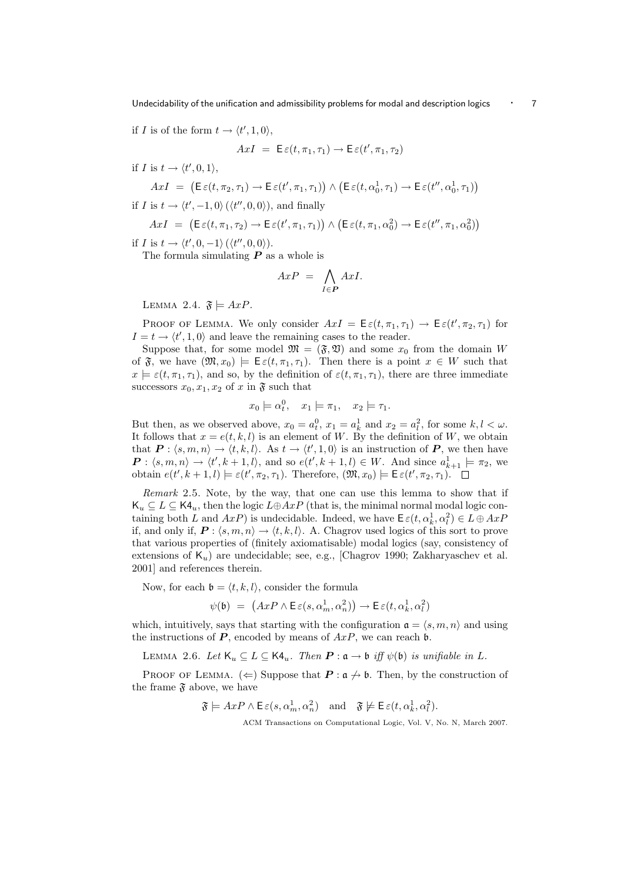if $I$ is of the form $t \to \langle t', 1, 0 \rangle$,

$$AxI \;=\; \mathsf{E}\,\varepsilon(t, \pi_1, \tau_1) \to \mathsf{E}\,\varepsilon(t', \pi_1, \tau_2)$$

if $I$ is $t \to \langle t', 0, 1 \rangle$,

$$AxI \;=\; \big(\mathsf{E}\,\varepsilon(t, \pi_2, \tau_1) \to \mathsf{E}\,\varepsilon(t', \pi_1, \tau_1)\big) \wedge \big(\mathsf{E}\,\varepsilon(t, \alpha_0^1, \tau_1) \to \mathsf{E}\,\varepsilon(t'', \alpha_0^1, \tau_1)\big)$$

if $I$ is $t \to \langle t', -1, 0 \rangle$ ($\langle t'', 0, 0 \rangle$), and finally

$$AxI \;=\; \big(\mathsf{E}\,\varepsilon(t, \pi_1, \tau_2) \to \mathsf{E}\,\varepsilon(t', \pi_1, \tau_1)\big) \wedge \big(\mathsf{E}\,\varepsilon(t, \pi_1, \alpha_0^2) \to \mathsf{E}\,\varepsilon(t'', \pi_1, \alpha_0^2)\big)$$

if $I$ is $t \to \langle t', 0, -1 \rangle$ ($\langle t'', 0, 0 \rangle$).

The formula simulating $\boldsymbol{P}$ as a whole is

$$AxP \;=\; \bigwedge_{I \in \boldsymbol{P}} AxI.$$

Lemma 2.4. $\mathfrak{F} \models AxP$.

Proof of Lemma. We only consider $AxI = \mathsf{E}\,\varepsilon(t, \pi_1, \tau_1) \to \mathsf{E}\,\varepsilon(t', \pi_2, \tau_1)$ for $I = t \to \langle t', 1, 0 \rangle$ and leave the remaining cases to the reader.

Suppose that, for some model $\mathfrak{M} = (\mathfrak{F}, \mathfrak{V})$ and some $x_0$ from the domain $W$ of $\mathfrak{F}$, we have $(\mathfrak{M}, x_0) \models \mathsf{E}\,\varepsilon(t, \pi_1, \tau_1)$. Then there is a point $x \in W$ such that $x \models \varepsilon(t, \pi_1, \tau_1)$, and so, by the definition of $\varepsilon(t, \pi_1, \tau_1)$, there are three immediate successors $x_0, x_1, x_2$ of $x$ in $\mathfrak{F}$ such that

$$x_0 \models \alpha_t^0, \quad x_1 \models \pi_1, \quad x_2 \models \tau_1.$$

But then, as we observed above, $x_0 = a_t^0$, $x_1 = a_k^1$ and $x_2 = a_l^2$, for some $k, l < \omega$. It follows that $x = e(t, k, l)$ is an element of $W$. By the definition of $W$, we obtain that $\boldsymbol{P} : \langle s, m, n \rangle \to \langle t, k, l \rangle$. As $t \to \langle t', 1, 0 \rangle$ is an instruction of $\boldsymbol{P}$, we then have $\boldsymbol{P} : \langle s, m, n \rangle \to \langle t', k+1, l \rangle$, and so $e(t', k+1, l) \in W$. And since $a_{k+1}^1 \models \pi_2$, we obtain $e(t', k+1, l) \models \varepsilon(t', \pi_2, \tau_1)$. Therefore, $(\mathfrak{M}, x_0) \models \mathsf{E}\,\varepsilon(t', \pi_2, \tau_1)$. $\square$

*Remark* 2.5. Note, by the way, that one can use this lemma to show that if $\mathsf{K}_u \subseteq L \subseteq \mathsf{K4}_u$, then the logic $L \oplus AxP$ (that is, the minimal normal modal logic containing both $L$ and $AxP$) is undecidable. Indeed, we have $\mathsf{E}\,\varepsilon(t, \alpha_k^1, \alpha_l^2) \in L \oplus AxP$ if, and only if, $\boldsymbol{P} : \langle s, m, n \rangle \to \langle t, k, l \rangle$. A. Chagrov used logics of this sort to prove that various properties of (finitely axiomatisable) modal logics (say, consistency of extensions of $\mathsf{K}_u$) are undecidable; see, e.g., [Chagrov 1990; Zakharyaschev et al. 2001] and references therein.

Now, for each $\mathfrak{b} = \langle t, k, l \rangle$, consider the formula

$$\psi(\mathfrak{b}) \;=\; \big(AxP \wedge \mathsf{E}\,\varepsilon(s, \alpha_m^1, \alpha_n^2)\big) \to \mathsf{E}\,\varepsilon(t, \alpha_k^1, \alpha_l^2)$$

which, intuitively, says that starting with the configuration $\mathfrak{a} = \langle s, m, n \rangle$ and using the instructions of $\boldsymbol{P}$, encoded by means of $AxP$, we can reach $\mathfrak{b}$.

Lemma 2.6. *Let $\mathsf{K}_u \subseteq L \subseteq \mathsf{K4}_u$. Then $\boldsymbol{P} : \mathfrak{a} \to \mathfrak{b}$ iff $\psi(\mathfrak{b})$ is unifiable in $L$.*

Proof of Lemma. ($\Leftarrow$) Suppose that $\boldsymbol{P} : \mathfrak{a} \not\to \mathfrak{b}$. Then, by the construction of the frame $\mathfrak{F}$ above, we have

$$\mathfrak{F} \models AxP \wedge \mathsf{E}\,\varepsilon(s, \alpha_m^1, \alpha_n^2) \quad \text{and} \quad \mathfrak{F} \not\models \mathsf{E}\,\varepsilon(t, \alpha_k^1, \alpha_l^2).$$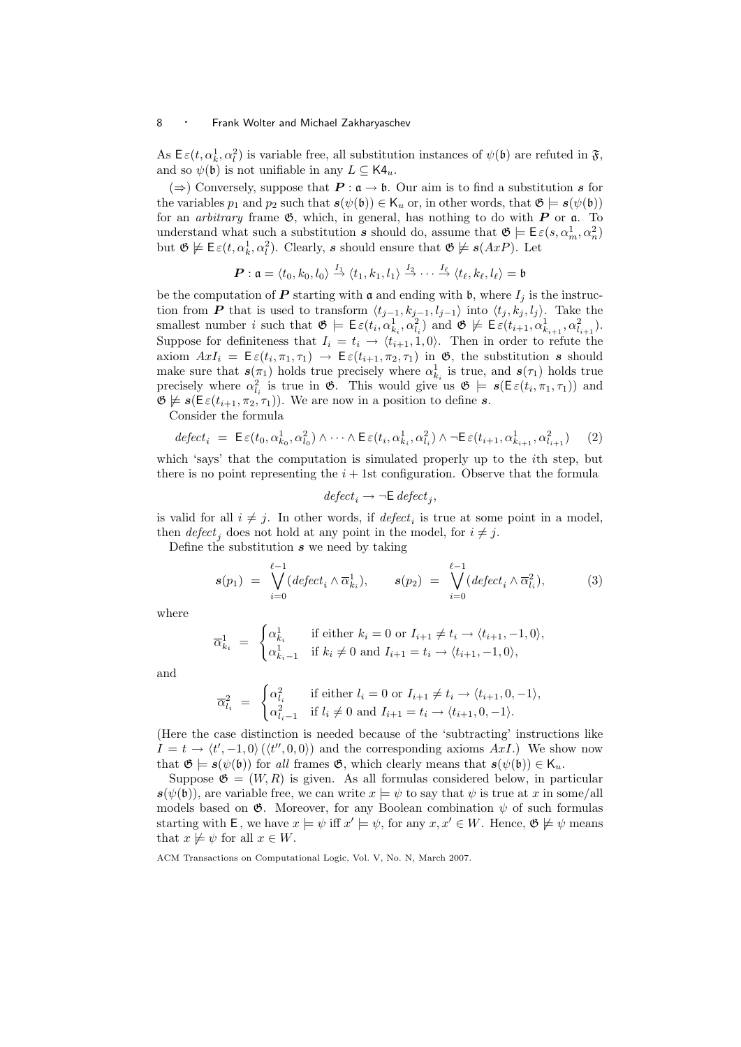As $\mathsf{E}\,\varepsilon(t, \alpha^1_k, \alpha^2_l)$ is variable free, all substitution instances of $\psi(\mathfrak{b})$ are refuted in $\mathfrak{F}$, and so $\psi(\mathfrak{b})$ is not unifiable in any $L \subseteq \mathsf{K4}_u$.

($\Rightarrow$) Conversely, suppose that $\boldsymbol{P} : \mathfrak{a} \to \mathfrak{b}$. Our aim is to find a substitution $\boldsymbol{s}$ for the variables $p_1$ and $p_2$ such that $\boldsymbol{s}(\psi(\mathfrak{b})) \in \mathsf{K}_u$ or, in other words, that $\mathfrak{G} \models \boldsymbol{s}(\psi(\mathfrak{b}))$ for an *arbitrary* frame $\mathfrak{G}$, which, in general, has nothing to do with $\boldsymbol{P}$ or $\mathfrak{a}$. To understand what such a substitution $\boldsymbol{s}$ should do, assume that $\mathfrak{G} \models \mathsf{E}\,\varepsilon(s, \alpha^1_m, \alpha^2_n)$ but $\mathfrak{G} \not\models \mathsf{E}\,\varepsilon(t, \alpha^1_k, \alpha^2_l)$. Clearly, $\boldsymbol{s}$ should ensure that $\mathfrak{G} \not\models \boldsymbol{s}(AxP)$. Let

$$\boldsymbol{P} : \mathfrak{a} = \langle t_0, k_0, l_0 \rangle \xrightarrow{I_1} \langle t_1, k_1, l_1 \rangle \xrightarrow{I_2} \cdots \xrightarrow{I_\ell} \langle t_\ell, k_\ell, l_\ell \rangle = \mathfrak{b}$$

be the computation of $\boldsymbol{P}$ starting with $\mathfrak{a}$ and ending with $\mathfrak{b}$, where $I_j$ is the instruction from $\boldsymbol{P}$ that is used to transform $\langle t_{j-1}, k_{j-1}, l_{j-1} \rangle$ into $\langle t_j, k_j, l_j \rangle$. Take the smallest number $i$ such that $\mathfrak{G} \models \mathsf{E}\,\varepsilon(t_i, \alpha^1_{k_i}, \alpha^2_{l_i})$ and $\mathfrak{G} \not\models \mathsf{E}\,\varepsilon(t_{i+1}, \alpha^1_{k_{i+1}}, \alpha^2_{l_{i+1}})$. Suppose for definiteness that $I_i = t_i \to \langle t_{i+1}, 1, 0 \rangle$. Then in order to refute the axiom $AxI_i = \mathsf{E}\,\varepsilon(t_i, \pi_1, \tau_1) \to \mathsf{E}\,\varepsilon(t_{i+1}, \pi_2, \tau_1)$ in $\mathfrak{G}$, the substitution $\boldsymbol{s}$ should make sure that $\boldsymbol{s}(\pi_1)$ holds true precisely where $\alpha^1_{k_i}$ is true, and $\boldsymbol{s}(\tau_1)$ holds true precisely where $\alpha^2_{l_i}$ is true in $\mathfrak{G}$. This would give us $\mathfrak{G} \models \boldsymbol{s}(\mathsf{E}\,\varepsilon(t_i, \pi_1, \tau_1))$ and $\mathfrak{G} \not\models \boldsymbol{s}(\mathsf{E}\,\varepsilon(t_{i+1}, \pi_2, \tau_1))$. We are now in a position to define $\boldsymbol{s}$.

Consider the formula

$$defect_i \;=\; \mathsf{E}\,\varepsilon(t_0, \alpha^1_{k_0}, \alpha^2_{l_0}) \wedge \cdots \wedge \mathsf{E}\,\varepsilon(t_i, \alpha^1_{k_i}, \alpha^2_{l_i}) \wedge \neg \mathsf{E}\,\varepsilon(t_{i+1}, \alpha^1_{k_{i+1}}, \alpha^2_{l_{i+1}}) \qquad (2)$$

which 'says' that the computation is simulated properly up to the $i$th step, but there is no point representing the $i+1$st configuration. Observe that the formula

$$defect_i \to \neg \mathsf{E}\, defect_j,$$

is valid for all $i \neq j$. In other words, if $defect_i$ is true at some point in a model, then $defect_j$ does not hold at any point in the model, for $i \neq j$.

Define the substitution $\boldsymbol{s}$ we need by taking

$$\boldsymbol{s}(p_1) \;=\; \bigvee_{i=0}^{\ell-1} (defect_i \wedge \overline{\alpha}^1_{k_i}), \qquad \boldsymbol{s}(p_2) \;=\; \bigvee_{i=0}^{\ell-1} (defect_i \wedge \overline{\alpha}^2_{l_i}), \qquad (3)$$

where

$$\overline{\alpha}^1_{k_i} \;=\; \begin{cases} \alpha^1_{k_i} & \text{if either } k_i = 0 \text{ or } I_{i+1} \neq t_i \to \langle t_{i+1}, -1, 0 \rangle, \\ \alpha^1_{k_i - 1} & \text{if } k_i \neq 0 \text{ and } I_{i+1} = t_i \to \langle t_{i+1}, -1, 0 \rangle, \end{cases}$$

and

$$\overline{\alpha}^2_{l_i} \;=\; \begin{cases} \alpha^2_{l_i} & \text{if either } l_i = 0 \text{ or } I_{i+1} \neq t_i \to \langle t_{i+1}, 0, -1 \rangle, \\ \alpha^2_{l_i - 1} & \text{if } l_i \neq 0 \text{ and } I_{i+1} = t_i \to \langle t_{i+1}, 0, -1 \rangle. \end{cases}$$

(Here the case distinction is needed because of the 'subtracting' instructions like $I = t \to \langle t', -1, 0 \rangle$ ($\langle t'', 0, 0 \rangle$) and the corresponding axioms $AxI$.) We show now that $\mathfrak{G} \models \boldsymbol{s}(\psi(\mathfrak{b}))$ for *all* frames $\mathfrak{G}$, which clearly means that $\boldsymbol{s}(\psi(\mathfrak{b})) \in \mathsf{K}_u$.

Suppose $\mathfrak{G} = (W, R)$ is given. As all formulas considered below, in particular $\boldsymbol{s}(\psi(\mathfrak{b}))$, are variable free, we can write $x \models \psi$ to say that $\psi$ is true at $x$ in some/all models based on $\mathfrak{G}$. Moreover, for any Boolean combination $\psi$ of such formulas starting with $\mathsf{E}$, we have $x \models \psi$ iff $x' \models \psi$, for any $x, x' \in W$. Hence, $\mathfrak{G} \not\models \psi$ means that $x \not\models \psi$ for all $x \in W$.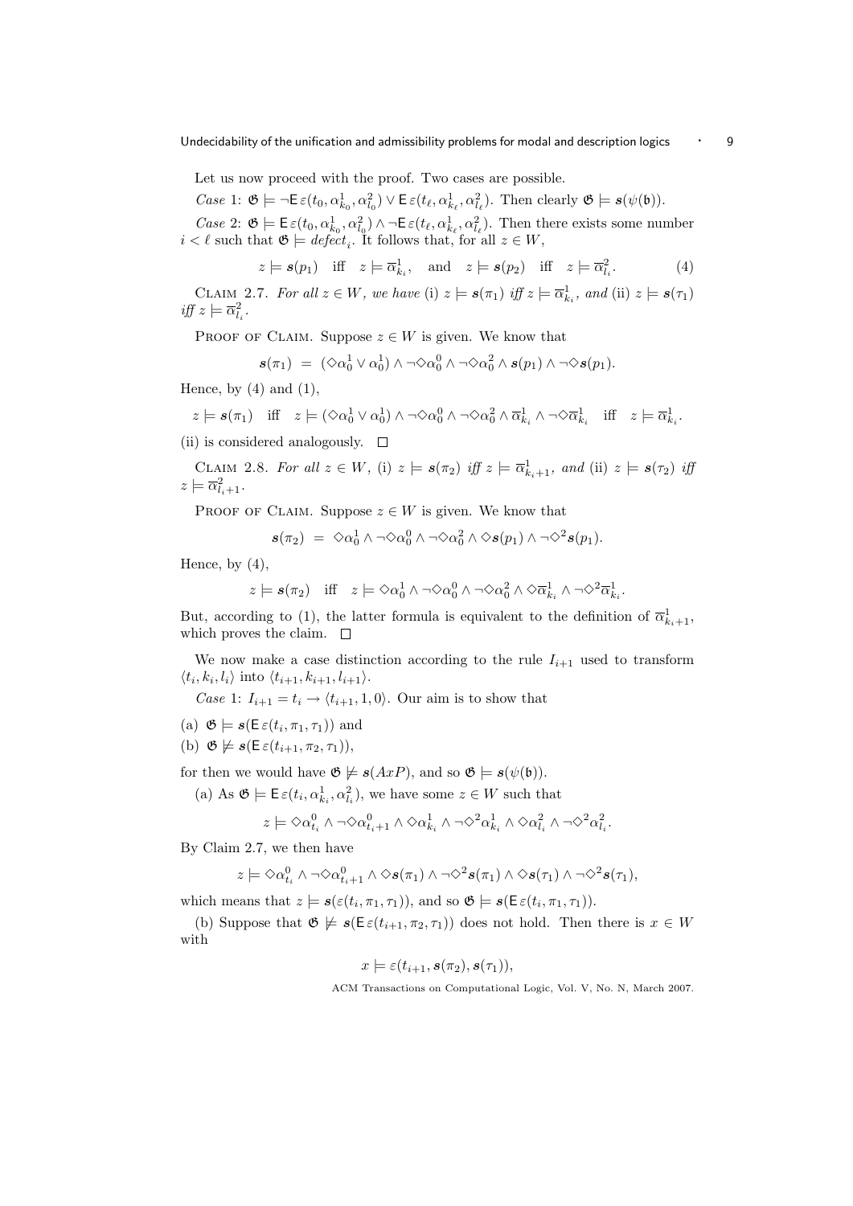Let us now proceed with the proof. Two cases are possible.

*Case* 1: $\mathfrak{G} \models \neg \mathsf{E}\, \varepsilon(t_0, \alpha^1_{k_0}, \alpha^2_{l_0}) \vee \mathsf{E}\, \varepsilon(t_\ell, \alpha^1_{k_\ell}, \alpha^2_{l_\ell})$. Then clearly $\mathfrak{G} \models \boldsymbol{s}(\psi(\mathfrak{b}))$.

*Case* 2: $\mathfrak{G} \models \mathsf{E}\, \varepsilon(t_0, \alpha^1_{k_0}, \alpha^2_{l_0}) \wedge \neg \mathsf{E}\, \varepsilon(t_\ell, \alpha^1_{k_\ell}, \alpha^2_{l_\ell})$. Then there exists some number $i < \ell$ such that $\mathfrak{G} \models \mathit{defect}_i$. It follows that, for all $z \in W$,

$$z \models \boldsymbol{s}(p_1) \quad \text{iff} \quad z \models \overline{\alpha}^1_{k_i}, \quad \text{and} \quad z \models \boldsymbol{s}(p_2) \quad \text{iff} \quad z \models \overline{\alpha}^2_{l_i}. \tag{4}$$

Claim 2.7. *For all $z \in W$, we have* (i) $z \models \boldsymbol{s}(\pi_1)$ *iff* $z \models \overline{\alpha}^1_{k_i}$, *and* (ii) $z \models \boldsymbol{s}(\tau_1)$ *iff* $z \models \overline{\alpha}^2_{l_i}$.

Proof of Claim. Suppose $z \in W$ is given. We know that

$$\boldsymbol{s}(\pi_1) \;=\; (\Diamond \alpha^1_0 \vee \alpha^1_0) \wedge \neg \Diamond \alpha^0_0 \wedge \neg \Diamond \alpha^2_0 \wedge \boldsymbol{s}(p_1) \wedge \neg \Diamond \boldsymbol{s}(p_1).$$

Hence, by (4) and (1),

$$z \models \boldsymbol{s}(\pi_1) \quad \text{iff} \quad z \models (\Diamond \alpha^1_0 \vee \alpha^1_0) \wedge \neg \Diamond \alpha^0_0 \wedge \neg \Diamond \alpha^2_0 \wedge \overline{\alpha}^1_{k_i} \wedge \neg \Diamond \overline{\alpha}^1_{k_i} \quad \text{iff} \quad z \models \overline{\alpha}^1_{k_i}.$$

(ii) is considered analogously. $\square$

Claim 2.8. *For all $z \in W$,* (i) $z \models \boldsymbol{s}(\pi_2)$ *iff* $z \models \overline{\alpha}^1_{k_i+1}$, *and* (ii) $z \models \boldsymbol{s}(\tau_2)$ *iff* $z \models \overline{\alpha}^2_{l_i+1}$.

Proof of Claim. Suppose $z \in W$ is given. We know that

$$\boldsymbol{s}(\pi_2) \;=\; \Diamond \alpha^1_0 \wedge \neg \Diamond \alpha^0_0 \wedge \neg \Diamond \alpha^2_0 \wedge \Diamond \boldsymbol{s}(p_1) \wedge \neg \Diamond^2 \boldsymbol{s}(p_1).$$

Hence, by (4),

$$z \models \boldsymbol{s}(\pi_2) \quad \text{iff} \quad z \models \Diamond \alpha^1_0 \wedge \neg \Diamond \alpha^0_0 \wedge \neg \Diamond \alpha^2_0 \wedge \Diamond \overline{\alpha}^1_{k_i} \wedge \neg \Diamond^2 \overline{\alpha}^1_{k_i}.$$

But, according to (1), the latter formula is equivalent to the definition of $\overline{\alpha}^1_{k_i+1}$, which proves the claim. $\square$

We now make a case distinction according to the rule $I_{i+1}$ used to transform $\langle t_i, k_i, l_i \rangle$ into $\langle t_{i+1}, k_{i+1}, l_{i+1} \rangle$.

*Case* 1: $I_{i+1} = t_i \to \langle t_{i+1}, 1, 0 \rangle$. Our aim is to show that

(a) $\mathfrak{G} \models \boldsymbol{s}(\mathsf{E}\, \varepsilon(t_i, \pi_1, \tau_1))$ and

(b) $\mathfrak{G} \not\models \boldsymbol{s}(\mathsf{E}\, \varepsilon(t_{i+1}, \pi_2, \tau_1))$,

for then we would have $\mathfrak{G} \not\models \boldsymbol{s}(AxP)$, and so $\mathfrak{G} \models \boldsymbol{s}(\psi(\mathfrak{b}))$.

(a) As $\mathfrak{G} \models \mathsf{E}\, \varepsilon(t_i, \alpha^1_{k_i}, \alpha^2_{l_i})$, we have some $z \in W$ such that

$$z \models \Diamond \alpha^0_{t_i} \wedge \neg \Diamond \alpha^0_{t_i+1} \wedge \Diamond \alpha^1_{k_i} \wedge \neg \Diamond^2 \alpha^1_{k_i} \wedge \Diamond \alpha^2_{l_i} \wedge \neg \Diamond^2 \alpha^2_{l_i}.$$

By Claim 2.7, we then have

$$z \models \Diamond \alpha^0_{t_i} \wedge \neg \Diamond \alpha^0_{t_i+1} \wedge \Diamond \boldsymbol{s}(\pi_1) \wedge \neg \Diamond^2 \boldsymbol{s}(\pi_1) \wedge \Diamond \boldsymbol{s}(\tau_1) \wedge \neg \Diamond^2 \boldsymbol{s}(\tau_1),$$

which means that $z \models \boldsymbol{s}(\varepsilon(t_i, \pi_1, \tau_1))$, and so $\mathfrak{G} \models \boldsymbol{s}(\mathsf{E}\, \varepsilon(t_i, \pi_1, \tau_1))$.

(b) Suppose that $\mathfrak{G} \not\models \boldsymbol{s}(\mathsf{E}\, \varepsilon(t_{i+1}, \pi_2, \tau_1))$ does not hold. Then there is $x \in W$ with

$$x \models \varepsilon(t_{i+1}, \boldsymbol{s}(\pi_2), \boldsymbol{s}(\tau_1)),$$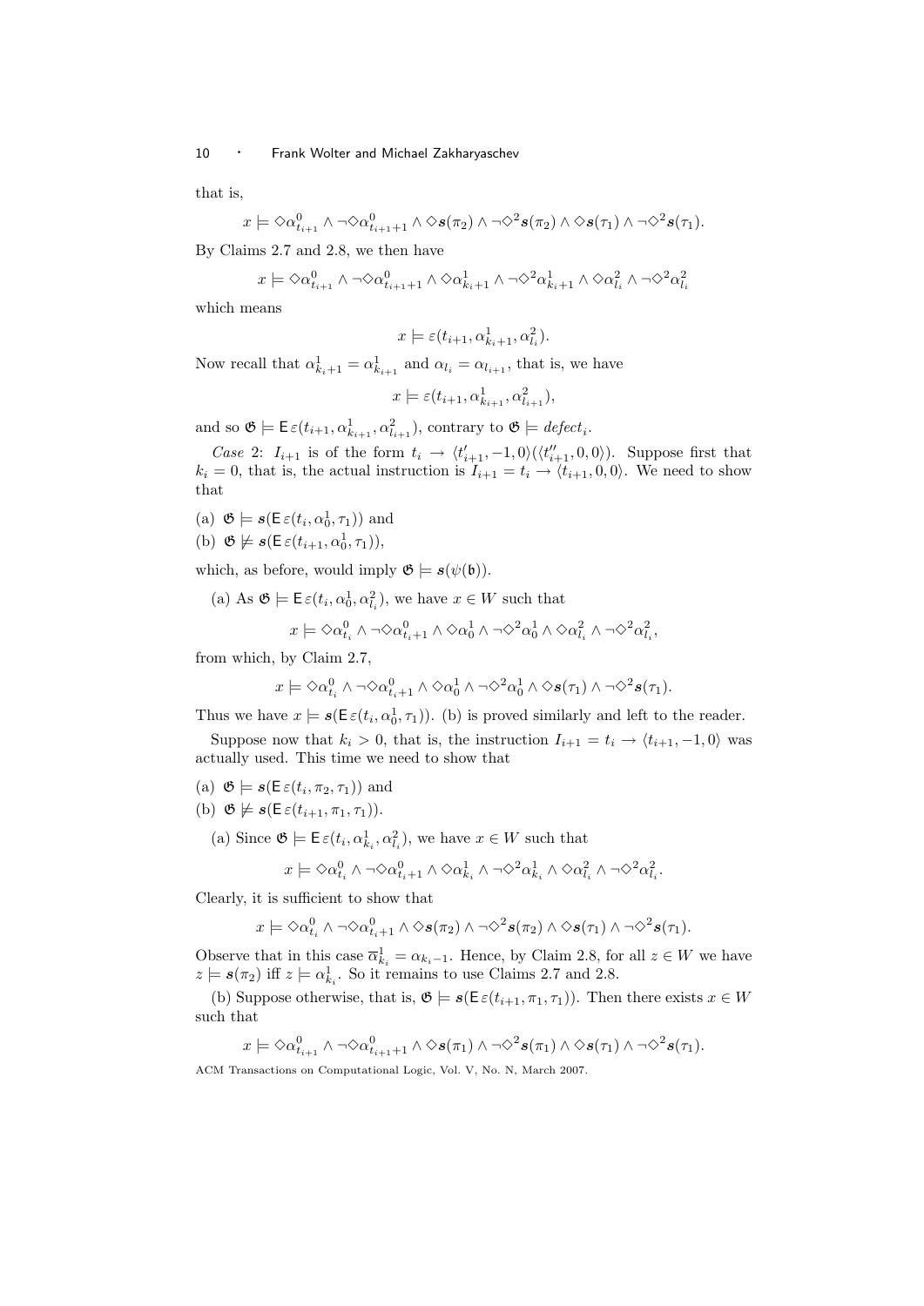that is,

$$x \models \Diamond\alpha^0_{t_{i+1}} \wedge \neg\Diamond\alpha^0_{t_{i+1}+1} \wedge \Diamond\boldsymbol{s}(\pi_2) \wedge \neg\Diamond^2\boldsymbol{s}(\pi_2) \wedge \Diamond\boldsymbol{s}(\tau_1) \wedge \neg\Diamond^2\boldsymbol{s}(\tau_1).$$

By Claims 2.7 and 2.8, we then have

$$x \models \Diamond\alpha^0_{t_{i+1}} \wedge \neg\Diamond\alpha^0_{t_{i+1}+1} \wedge \Diamond\alpha^1_{k_i+1} \wedge \neg\Diamond^2\alpha^1_{k_i+1} \wedge \Diamond\alpha^2_{l_i} \wedge \neg\Diamond^2\alpha^2_{l_i}$$

which means

$$x \models \varepsilon(t_{i+1}, \alpha^1_{k_i+1}, \alpha^2_{l_i}).$$

Now recall that $\alpha^1_{k_i+1} = \alpha^1_{k_{i+1}}$ and $\alpha_{l_i} = \alpha_{l_{i+1}}$, that is, we have

$$x \models \varepsilon(t_{i+1}, \alpha^1_{k_{i+1}}, \alpha^2_{l_{i+1}}),$$

and so $\mathfrak{G} \models \mathsf{E}\,\varepsilon(t_{i+1}, \alpha^1_{k_{i+1}}, \alpha^2_{l_{i+1}})$, contrary to $\mathfrak{G} \models \mathit{defect}_i$.

*Case* 2: $I_{i+1}$ is of the form $t_i \to \langle t'_{i+1}, -1, 0\rangle(\langle t''_{i+1}, 0, 0\rangle)$. Suppose first that $k_i = 0$, that is, the actual instruction is $I_{i+1} = t_i \to \langle t_{i+1}, 0, 0\rangle$. We need to show that

(a) $\mathfrak{G} \models \boldsymbol{s}(\mathsf{E}\,\varepsilon(t_i, \alpha^1_0, \tau_1))$ and

(b) $\mathfrak{G} \not\models \boldsymbol{s}(\mathsf{E}\,\varepsilon(t_{i+1}, \alpha^1_0, \tau_1))$,

which, as before, would imply $\mathfrak{G} \models \boldsymbol{s}(\psi(\mathfrak{b}))$.

(a) As $\mathfrak{G} \models \mathsf{E}\,\varepsilon(t_i, \alpha^1_0, \alpha^2_{l_i})$, we have $x \in W$ such that

$$x \models \Diamond\alpha^0_{t_i} \wedge \neg\Diamond\alpha^0_{t_i+1} \wedge \Diamond\alpha^1_0 \wedge \neg\Diamond^2\alpha^1_0 \wedge \Diamond\alpha^2_{l_i} \wedge \neg\Diamond^2\alpha^2_{l_i},$$

from which, by Claim 2.7,

$$x \models \Diamond\alpha^0_{t_i} \wedge \neg\Diamond\alpha^0_{t_i+1} \wedge \Diamond\alpha^1_0 \wedge \neg\Diamond^2\alpha^1_0 \wedge \Diamond\boldsymbol{s}(\tau_1) \wedge \neg\Diamond^2\boldsymbol{s}(\tau_1).$$

Thus we have $x \models \boldsymbol{s}(\mathsf{E}\,\varepsilon(t_i, \alpha^1_0, \tau_1))$. (b) is proved similarly and left to the reader.

Suppose now that $k_i > 0$, that is, the instruction $I_{i+1} = t_i \to \langle t_{i+1}, -1, 0\rangle$ was actually used. This time we need to show that

(a) $\mathfrak{G} \models \boldsymbol{s}(\mathsf{E}\,\varepsilon(t_i, \pi_2, \tau_1))$ and

(b) $\mathfrak{G} \not\models \boldsymbol{s}(\mathsf{E}\,\varepsilon(t_{i+1}, \pi_1, \tau_1))$.

(a) Since $\mathfrak{G} \models \mathsf{E}\,\varepsilon(t_i, \alpha^1_{k_i}, \alpha^2_{l_i})$, we have $x \in W$ such that

$$x \models \Diamond\alpha^0_{t_i} \wedge \neg\Diamond\alpha^0_{t_i+1} \wedge \Diamond\alpha^1_{k_i} \wedge \neg\Diamond^2\alpha^1_{k_i} \wedge \Diamond\alpha^2_{l_i} \wedge \neg\Diamond^2\alpha^2_{l_i}.$$

Clearly, it is sufficient to show that

$$x \models \Diamond\alpha^0_{t_i} \wedge \neg\Diamond\alpha^0_{t_i+1} \wedge \Diamond\boldsymbol{s}(\pi_2) \wedge \neg\Diamond^2\boldsymbol{s}(\pi_2) \wedge \Diamond\boldsymbol{s}(\tau_1) \wedge \neg\Diamond^2\boldsymbol{s}(\tau_1).$$

Observe that in this case $\overline{\alpha}^1_{k_i} = \alpha_{k_i-1}$. Hence, by Claim 2.8, for all $z \in W$ we have $z \models \boldsymbol{s}(\pi_2)$ iff $z \models \alpha^1_{k_i}$. So it remains to use Claims 2.7 and 2.8.

(b) Suppose otherwise, that is, $\mathfrak{G} \models \boldsymbol{s}(\mathsf{E}\,\varepsilon(t_{i+1}, \pi_1, \tau_1))$. Then there exists $x \in W$ such that

$$x \models \Diamond\alpha^0_{t_{i+1}} \wedge \neg\Diamond\alpha^0_{t_{i+1}+1} \wedge \Diamond\boldsymbol{s}(\pi_1) \wedge \neg\Diamond^2\boldsymbol{s}(\pi_1) \wedge \Diamond\boldsymbol{s}(\tau_1) \wedge \neg\Diamond^2\boldsymbol{s}(\tau_1).$$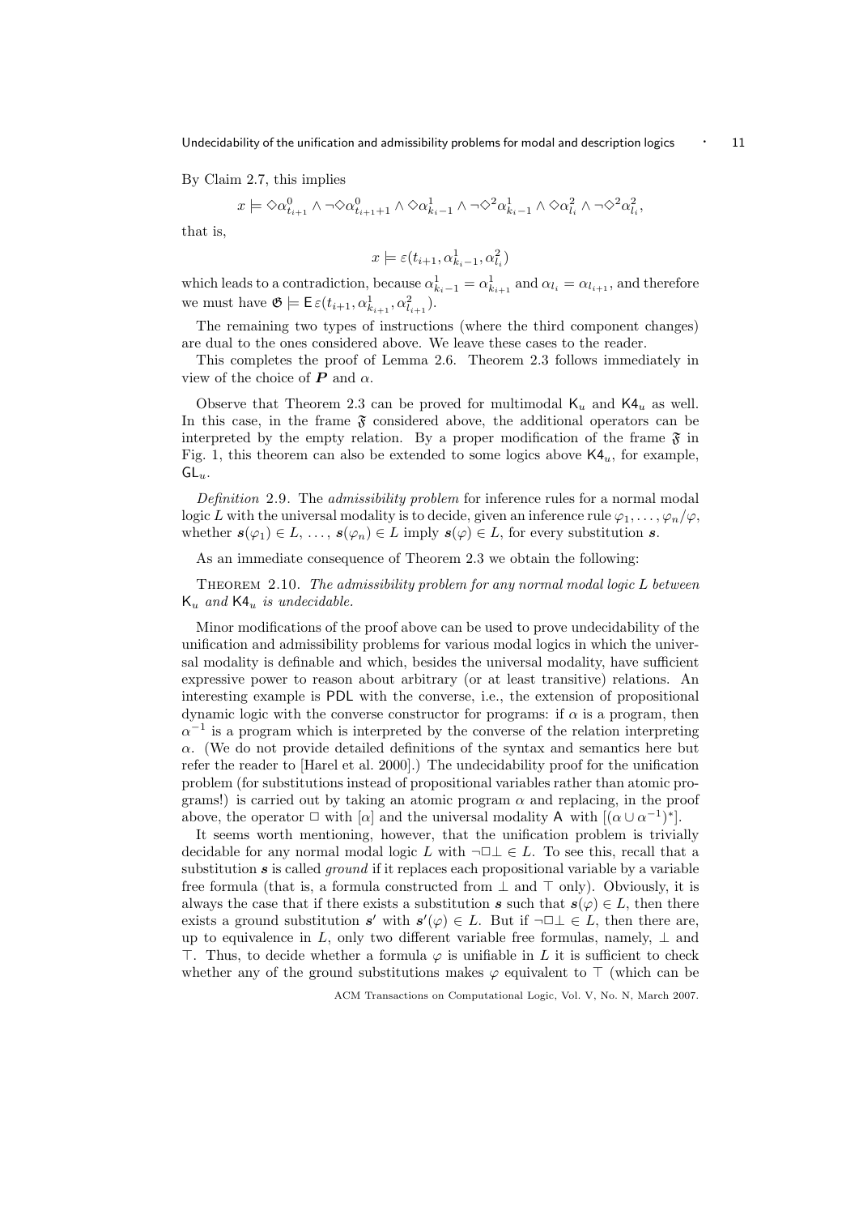By Claim 2.7, this implies

$$x \models \Diamond\alpha^0_{t_{i+1}} \wedge \neg\Diamond\alpha^0_{t_{i+1}+1} \wedge \Diamond\alpha^1_{k_i-1} \wedge \neg\Diamond^2\alpha^1_{k_i-1} \wedge \Diamond\alpha^2_{l_i} \wedge \neg\Diamond^2\alpha^2_{l_i},$$

that is,

$$x \models \varepsilon(t_{i+1}, \alpha^1_{k_i-1}, \alpha^2_{l_i})$$

which leads to a contradiction, because $\alpha^1_{k_i-1} = \alpha^1_{k_{i+1}}$ and $\alpha_{l_i} = \alpha_{l_{i+1}}$, and therefore we must have $\mathfrak{G} \models \mathsf{E}\,\varepsilon(t_{i+1}, \alpha^1_{k_{i+1}}, \alpha^2_{l_{i+1}})$.

The remaining two types of instructions (where the third component changes) are dual to the ones considered above. We leave these cases to the reader.

This completes the proof of Lemma 2.6. Theorem 2.3 follows immediately in view of the choice of $\boldsymbol{P}$ and $\alpha$.

Observe that Theorem 2.3 can be proved for multimodal $\mathsf{K}_u$ and $\mathsf{K4}_u$ as well. In this case, in the frame $\mathfrak{F}$ considered above, the additional operators can be interpreted by the empty relation. By a proper modification of the frame $\mathfrak{F}$ in Fig. 1, this theorem can also be extended to some logics above $\mathsf{K4}_u$, for example, $\mathsf{GL}_u$.

*Definition* 2.9. The *admissibility problem* for inference rules for a normal modal logic $L$ with the universal modality is to decide, given an inference rule $\varphi_1, \ldots, \varphi_n/\varphi$, whether $\boldsymbol{s}(\varphi_1) \in L, \ldots, \boldsymbol{s}(\varphi_n) \in L$ imply $\boldsymbol{s}(\varphi) \in L$, for every substitution $\boldsymbol{s}$.

As an immediate consequence of Theorem 2.3 we obtain the following:

Theorem 2.10. *The admissibility problem for any normal modal logic $L$ between $\mathsf{K}_u$ and $\mathsf{K4}_u$ is undecidable.*

Minor modifications of the proof above can be used to prove undecidability of the unification and admissibility problems for various modal logics in which the universal modality is definable and which, besides the universal modality, have sufficient expressive power to reason about arbitrary (or at least transitive) relations. An interesting example is $\mathsf{PDL}$ with the converse, i.e., the extension of propositional dynamic logic with the converse constructor for programs: if $\alpha$ is a program, then $\alpha^{-1}$ is a program which is interpreted by the converse of the relation interpreting $\alpha$. (We do not provide detailed definitions of the syntax and semantics here but refer the reader to [Harel et al. 2000].) The undecidability proof for the unification problem (for substitutions instead of propositional variables rather than atomic programs!) is carried out by taking an atomic program $\alpha$ and replacing, in the proof above, the operator $\Box$ with $[\alpha]$ and the universal modality $\mathsf{A}$ with $[(\alpha \cup \alpha^{-1})^*]$.

It seems worth mentioning, however, that the unification problem is trivially decidable for any normal modal logic $L$ with $\neg\Box\bot \in L$. To see this, recall that a substitution $\boldsymbol{s}$ is called *ground* if it replaces each propositional variable by a variable free formula (that is, a formula constructed from $\bot$ and $\top$ only). Obviously, it is always the case that if there exists a substitution $\boldsymbol{s}$ such that $\boldsymbol{s}(\varphi) \in L$, then there exists a ground substitution $\boldsymbol{s}'$ with $\boldsymbol{s}'(\varphi) \in L$. But if $\neg\Box\bot \in L$, then there are, up to equivalence in $L$, only two different variable free formulas, namely, $\bot$ and $\top$. Thus, to decide whether a formula $\varphi$ is unifiable in $L$ it is sufficient to check whether any of the ground substitutions makes $\varphi$ equivalent to $\top$ (which can be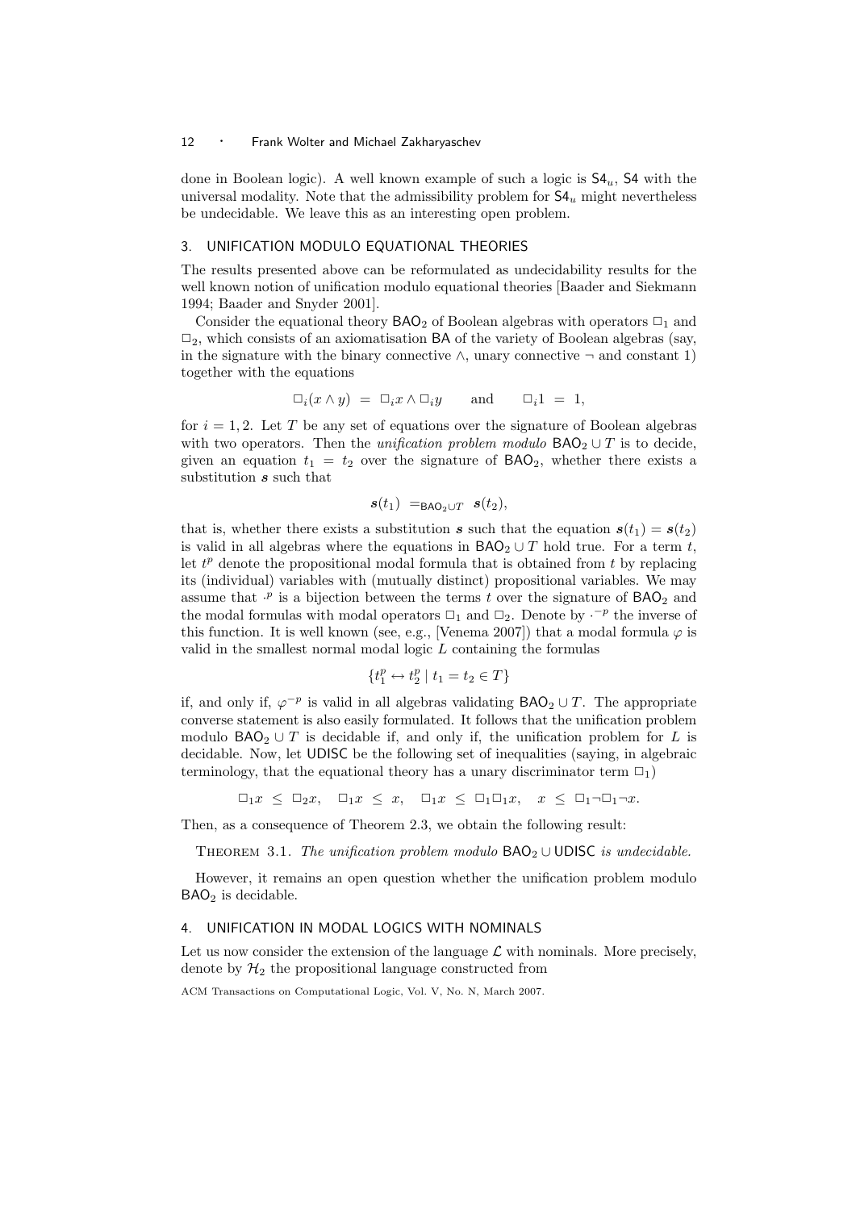done in Boolean logic). A well known example of such a logic is $\mathsf{S4}_u$, $\mathsf{S4}$ with the universal modality. Note that the admissibility problem for $\mathsf{S4}_u$ might nevertheless be undecidable. We leave this as an interesting open problem.

## 3. UNIFICATION MODULO EQUATIONAL THEORIES

The results presented above can be reformulated as undecidability results for the well known notion of unification modulo equational theories [Baader and Siekmann 1994; Baader and Snyder 2001].

Consider the equational theory $\mathsf{BAO}_2$ of Boolean algebras with operators $\Box_1$ and $\Box_2$, which consists of an axiomatisation $\mathsf{BA}$ of the variety of Boolean algebras (say, in the signature with the binary connective $\wedge$, unary connective $\neg$ and constant 1) together with the equations

$$\Box_i(x \wedge y) \;=\; \Box_i x \wedge \Box_i y \qquad \text{and} \qquad \Box_i 1 \;=\; 1,$$

for $i = 1, 2$. Let $T$ be any set of equations over the signature of Boolean algebras with two operators. Then the *unification problem modulo* $\mathsf{BAO}_2 \cup T$ is to decide, given an equation $t_1 = t_2$ over the signature of $\mathsf{BAO}_2$, whether there exists a substitution $\boldsymbol{s}$ such that

$$\boldsymbol{s}(t_1) \;=_{\mathsf{BAO}_2 \cup T}\; \boldsymbol{s}(t_2),$$

that is, whether there exists a substitution $\boldsymbol{s}$ such that the equation $\boldsymbol{s}(t_1) = \boldsymbol{s}(t_2)$ is valid in all algebras where the equations in $\mathsf{BAO}_2 \cup T$ hold true. For a term $t$, let $t^p$ denote the propositional modal formula that is obtained from $t$ by replacing its (individual) variables with (mutually distinct) propositional variables. We may assume that $\cdot^p$ is a bijection between the terms $t$ over the signature of $\mathsf{BAO}_2$ and the modal formulas with modal operators $\Box_1$ and $\Box_2$. Denote by $\cdot^{-p}$ the inverse of this function. It is well known (see, e.g., [Venema 2007]) that a modal formula $\varphi$ is valid in the smallest normal modal logic $L$ containing the formulas

$$\{t_1^p \leftrightarrow t_2^p \mid t_1 = t_2 \in T\}$$

if, and only if, $\varphi^{-p}$ is valid in all algebras validating $\mathsf{BAO}_2 \cup T$. The appropriate converse statement is also easily formulated. It follows that the unification problem modulo $\mathsf{BAO}_2 \cup T$ is decidable if, and only if, the unification problem for $L$ is decidable. Now, let $\mathsf{UDISC}$ be the following set of inequalities (saying, in algebraic terminology, that the equational theory has a unary discriminator term $\Box_1$)

$$\Box_1 x \;\leq\; \Box_2 x, \quad \Box_1 x \;\leq\; x, \quad \Box_1 x \;\leq\; \Box_1 \Box_1 x, \quad x \;\leq\; \Box_1 \neg \Box_1 \neg x.$$

Then, as a consequence of Theorem 2.3, we obtain the following result:

THEOREM 3.1. *The unification problem modulo* $\mathsf{BAO}_2 \cup \mathsf{UDISC}$ *is undecidable.*

However, it remains an open question whether the unification problem modulo $\mathsf{BAO}_2$ is decidable.

## 4. UNIFICATION IN MODAL LOGICS WITH NOMINALS

Let us now consider the extension of the language $\mathcal{L}$ with nominals. More precisely, denote by $\mathcal{H}_2$ the propositional language constructed from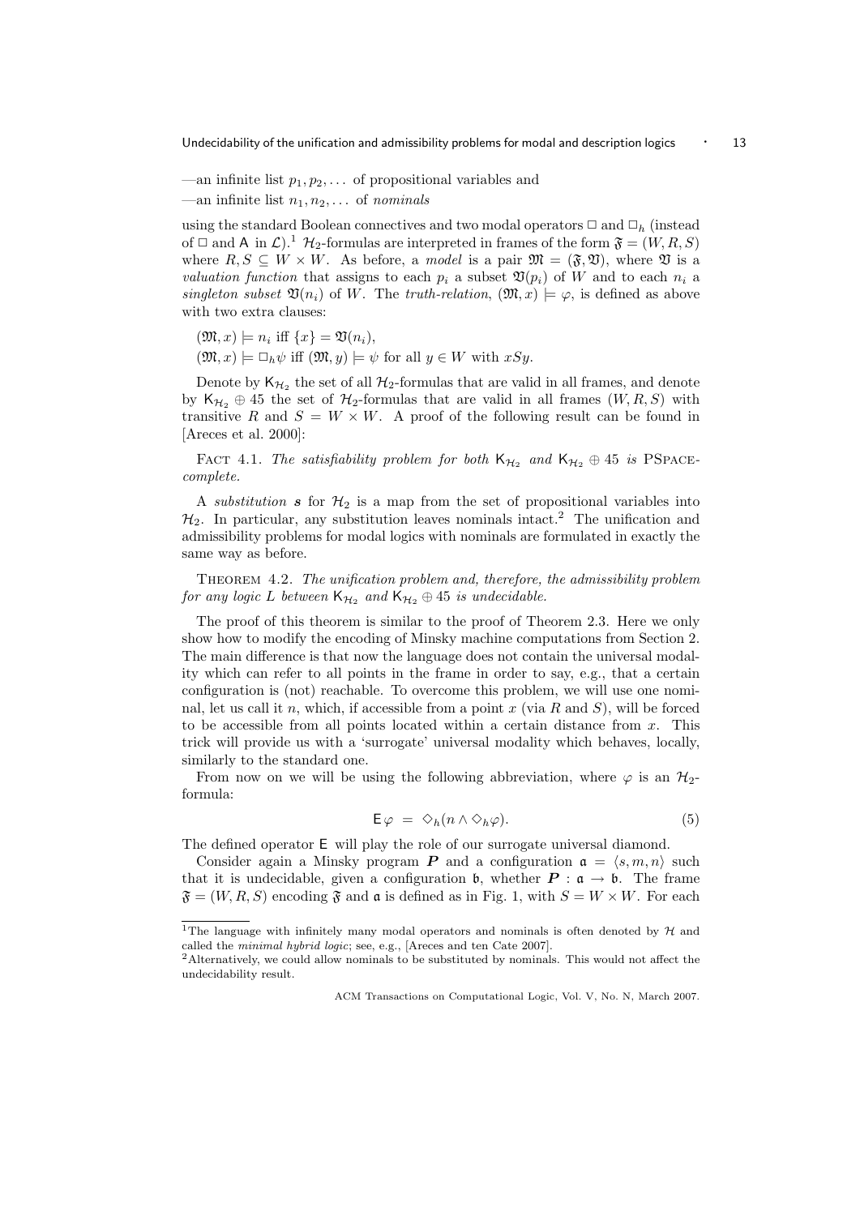—an infinite list $p_1, p_2, \dots$ of propositional variables and

—an infinite list $n_1, n_2, \dots$ of *nominals*

using the standard Boolean connectives and two modal operators $\Box$ and $\Box_h$ (instead of $\Box$ and $\mathsf{A}$ in $\mathcal{L}$).[1] $\mathcal{H}_2$-formulas are interpreted in frames of the form $\mathfrak{F} = (W, R, S)$ where $R, S \subseteq W \times W$. As before, a *model* is a pair $\mathfrak{M} = (\mathfrak{F}, \mathfrak{V})$, where $\mathfrak{V}$ is a *valuation function* that assigns to each $p_i$ a subset $\mathfrak{V}(p_i)$ of $W$ and to each $n_i$ a *singleton subset* $\mathfrak{V}(n_i)$ of $W$. The *truth-relation*, $(\mathfrak{M}, x) \models \varphi$, is defined as above with two extra clauses:

$(\mathfrak{M}, x) \models n_i$ iff $\{x\} = \mathfrak{V}(n_i)$,

$(\mathfrak{M}, x) \models \Box_h \psi$ iff $(\mathfrak{M}, y) \models \psi$ for all $y \in W$ with $xSy$.

Denote by $\mathsf{K}_{\mathcal{H}_2}$ the set of all $\mathcal{H}_2$-formulas that are valid in all frames, and denote by $\mathsf{K}_{\mathcal{H}_2} \oplus 45$ the set of $\mathcal{H}_2$-formulas that are valid in all frames $(W, R, S)$ with transitive $R$ and $S = W \times W$. A proof of the following result can be found in [Areces et al. 2000]:

Fact 4.1. *The satisfiability problem for both $\mathsf{K}_{\mathcal{H}_2}$ and $\mathsf{K}_{\mathcal{H}_2} \oplus 45$ is* PSpace*-complete.*

A *substitution* $\boldsymbol{s}$ for $\mathcal{H}_2$ is a map from the set of propositional variables into $\mathcal{H}_2$. In particular, any substitution leaves nominals intact.[2] The unification and admissibility problems for modal logics with nominals are formulated in exactly the same way as before.

Theorem 4.2. *The unification problem and, therefore, the admissibility problem for any logic $L$ between $\mathsf{K}_{\mathcal{H}_2}$ and $\mathsf{K}_{\mathcal{H}_2} \oplus 45$ is undecidable.*

The proof of this theorem is similar to the proof of Theorem 2.3. Here we only show how to modify the encoding of Minsky machine computations from Section 2. The main difference is that now the language does not contain the universal modality which can refer to all points in the frame in order to say, e.g., that a certain configuration is (not) reachable. To overcome this problem, we will use one nominal, let us call it $n$, which, if accessible from a point $x$ (via $R$ and $S$), will be forced to be accessible from all points located within a certain distance from $x$. This trick will provide us with a 'surrogate' universal modality which behaves, locally, similarly to the standard one.

From now on we will be using the following abbreviation, where $\varphi$ is an $\mathcal{H}_2$-formula:

$$\mathsf{E}\,\varphi \;=\; \Diamond_h(n \wedge \Diamond_h \varphi). \tag{5}$$

The defined operator $\mathsf{E}$ will play the role of our surrogate universal diamond.

Consider again a Minsky program $\boldsymbol{P}$ and a configuration $\mathfrak{a} = \langle s, m, n\rangle$ such that it is undecidable, given a configuration $\mathfrak{b}$, whether $\boldsymbol{P} : \mathfrak{a} \to \mathfrak{b}$. The frame $\mathfrak{F} = (W, R, S)$ encoding $\mathfrak{F}$ and $\mathfrak{a}$ is defined as in Fig. 1, with $S = W \times W$. For each

[1] The language with infinitely many modal operators and nominals is often denoted by $\mathcal{H}$ and called the *minimal hybrid logic*; see, e.g., [Areces and ten Cate 2007].

[2] Alternatively, we could allow nominals to be substituted by nominals. This would not affect the undecidability result.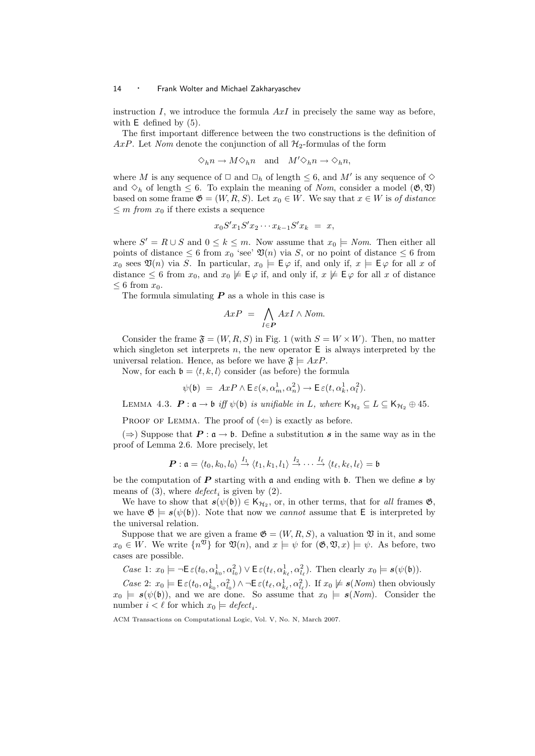instruction $I$, we introduce the formula $AxI$ in precisely the same way as before, with $\mathsf{E}$ defined by (5).

The first important difference between the two constructions is the definition of $AxP$. Let $Nom$ denote the conjunction of all $\mathcal{H}_2$-formulas of the form

$$\Diamond_h n \to M \Diamond_h n \quad \text{and} \quad M' \Diamond_h n \to \Diamond_h n,$$

where $M$ is any sequence of $\Box$ and $\Box_h$ of length $\leq 6$, and $M'$ is any sequence of $\Diamond$ and $\Diamond_h$ of length $\leq 6$. To explain the meaning of $Nom$, consider a model $(\mathfrak{G}, \mathfrak{V})$ based on some frame $\mathfrak{G} = (W, R, S)$. Let $x_0 \in W$. We say that $x \in W$ is *of distance* $\leq m$ *from* $x_0$ if there exists a sequence

$$x_0 S' x_1 S' x_2 \cdots x_{k-1} S' x_k \;=\; x,$$

where $S' = R \cup S$ and $0 \leq k \leq m$. Now assume that $x_0 \models Nom$. Then either all points of distance $\leq 6$ from $x_0$ 'see' $\mathfrak{V}(n)$ via $S$, or no point of distance $\leq 6$ from $x_0$ sees $\mathfrak{V}(n)$ via $S$. In particular, $x_0 \models \mathsf{E}\varphi$ if, and only if, $x \models \mathsf{E}\varphi$ for all $x$ of distance $\leq 6$ from $x_0$, and $x_0 \not\models \mathsf{E}\varphi$ if, and only if, $x \not\models \mathsf{E}\varphi$ for all $x$ of distance $\leq 6$ from $x_0$.

The formula simulating $\boldsymbol{P}$ as a whole in this case is

$$AxP \;=\; \bigwedge_{I \in \boldsymbol{P}} AxI \wedge Nom.$$

Consider the frame $\mathfrak{F} = (W, R, S)$ in Fig. 1 (with $S = W \times W$). Then, no matter which singleton set interprets $n$, the new operator $\mathsf{E}$ is always interpreted by the universal relation. Hence, as before we have $\mathfrak{F} \models AxP$.

Now, for each $\mathfrak{b} = \langle t, k, l\rangle$ consider (as before) the formula

$$\psi(\mathfrak{b}) \;=\; AxP \wedge \mathsf{E}\,\varepsilon(s, \alpha_m^1, \alpha_n^2) \to \mathsf{E}\,\varepsilon(t, \alpha_k^1, \alpha_l^2).$$

LEMMA 4.3. *$\boldsymbol{P} : \mathfrak{a} \to \mathfrak{b}$ iff $\psi(\mathfrak{b})$ is unifiable in $L$, where $\mathsf{K}_{\mathcal{H}_2} \subseteq L \subseteq \mathsf{K}_{\mathcal{H}_2} \oplus 45$.*

PROOF OF LEMMA. The proof of ($\Leftarrow$) is exactly as before.

($\Rightarrow$) Suppose that $\boldsymbol{P} : \mathfrak{a} \to \mathfrak{b}$. Define a substitution $\boldsymbol{s}$ in the same way as in the proof of Lemma 2.6. More precisely, let

$$\boldsymbol{P} : \mathfrak{a} = \langle t_0, k_0, l_0\rangle \xrightarrow{I_1} \langle t_1, k_1, l_1\rangle \xrightarrow{I_2} \cdots \xrightarrow{I_\ell} \langle t_\ell, k_\ell, l_\ell\rangle = \mathfrak{b}$$

be the computation of $\boldsymbol{P}$ starting with $\mathfrak{a}$ and ending with $\mathfrak{b}$. Then we define $\boldsymbol{s}$ by means of (3), where $defect_i$ is given by (2).

We have to show that $\boldsymbol{s}(\psi(\mathfrak{b})) \in \mathsf{K}_{\mathcal{H}_2}$, or, in other terms, that for *all* frames $\mathfrak{G}$, we have $\mathfrak{G} \models \boldsymbol{s}(\psi(\mathfrak{b}))$. Note that now we *cannot* assume that $\mathsf{E}$ is interpreted by the universal relation.

Suppose that we are given a frame $\mathfrak{G} = (W, R, S)$, a valuation $\mathfrak{V}$ in it, and some $x_0 \in W$. We write $\{n^{\mathfrak{V}}\}$ for $\mathfrak{V}(n)$, and $x \models \psi$ for $(\mathfrak{G}, \mathfrak{V}, x) \models \psi$. As before, two cases are possible.

*Case* 1: $x_0 \models \neg\mathsf{E}\,\varepsilon(t_0, \alpha_{k_0}^1, \alpha_{l_0}^2) \vee \mathsf{E}\,\varepsilon(t_\ell, \alpha_{k_\ell}^1, \alpha_{l_\ell}^2)$. Then clearly $x_0 \models \boldsymbol{s}(\psi(\mathfrak{b}))$.

*Case* 2: $x_0 \models \mathsf{E}\,\varepsilon(t_0, \alpha_{k_0}^1, \alpha_{l_0}^2) \wedge \neg\mathsf{E}\,\varepsilon(t_\ell, \alpha_{k_\ell}^1, \alpha_{l_\ell}^2)$. If $x_0 \not\models \boldsymbol{s}(Nom)$ then obviously $x_0 \models \boldsymbol{s}(\psi(\mathfrak{b}))$, and we are done. So assume that $x_0 \models \boldsymbol{s}(Nom)$. Consider the number $i < \ell$ for which $x_0 \models defect_i$.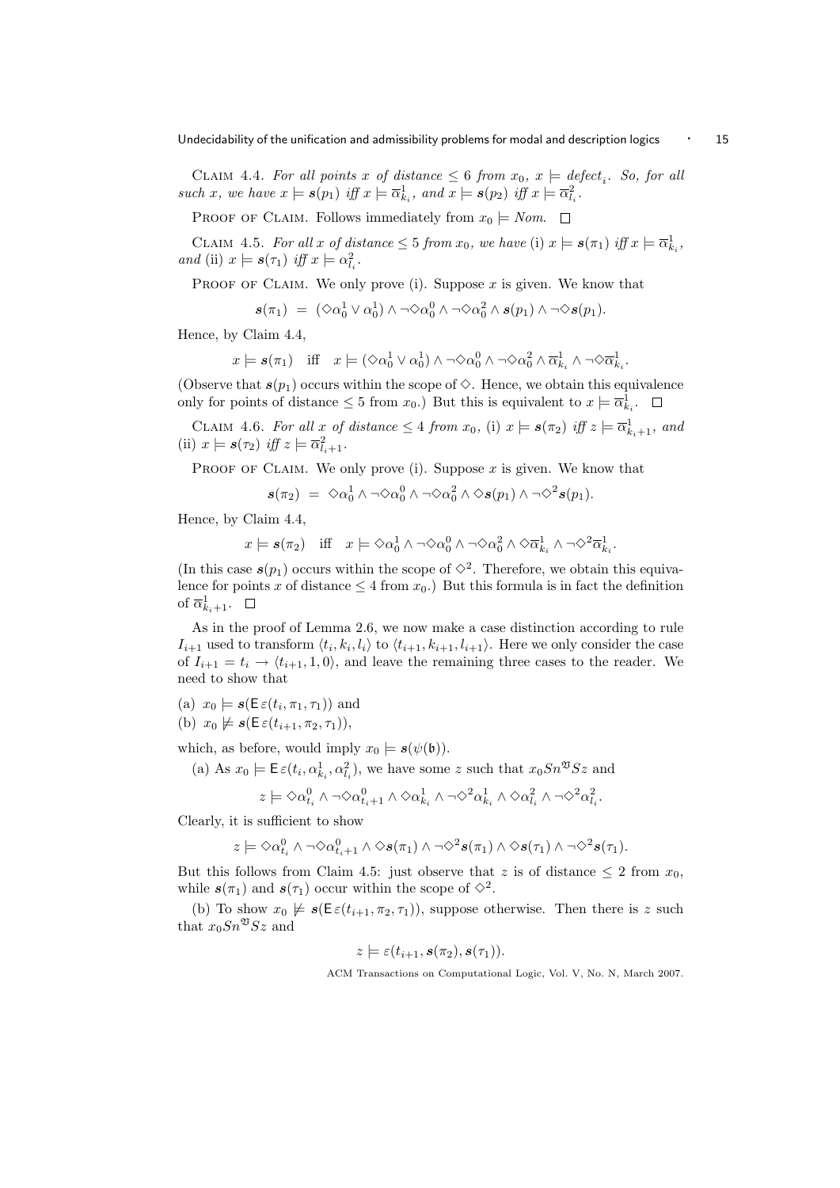Claim 4.4. *For all points $x$ of distance $\leq 6$ from $x_0$, $x \models \mathit{defect}_i$. So, for all such $x$, we have $x \models \boldsymbol{s}(p_1)$ iff $x \models \overline{\alpha}^1_{k_i}$, and $x \models \boldsymbol{s}(p_2)$ iff $x \models \overline{\alpha}^2_{l_i}$.*

Proof of Claim. Follows immediately from $x_0 \models \mathit{Nom}$. □

Claim 4.5. *For all $x$ of distance $\leq 5$ from $x_0$, we have* (i) *$x \models \boldsymbol{s}(\pi_1)$ iff $x \models \overline{\alpha}^1_{k_i}$, and* (ii) *$x \models \boldsymbol{s}(\tau_1)$ iff $x \models \alpha^2_{l_i}$.*

Proof of Claim. We only prove (i). Suppose $x$ is given. We know that

$$\boldsymbol{s}(\pi_1) \;=\; (\Diamond\alpha^1_0 \vee \alpha^1_0) \wedge \neg\Diamond\alpha^0_0 \wedge \neg\Diamond\alpha^2_0 \wedge \boldsymbol{s}(p_1) \wedge \neg\Diamond\boldsymbol{s}(p_1).$$

Hence, by Claim 4.4,

$$x \models \boldsymbol{s}(\pi_1) \quad \text{iff} \quad x \models (\Diamond\alpha^1_0 \vee \alpha^1_0) \wedge \neg\Diamond\alpha^0_0 \wedge \neg\Diamond\alpha^2_0 \wedge \overline{\alpha}^1_{k_i} \wedge \neg\Diamond\overline{\alpha}^1_{k_i}.$$

(Observe that $\boldsymbol{s}(p_1)$ occurs within the scope of $\Diamond$. Hence, we obtain this equivalence only for points of distance $\leq 5$ from $x_0$.) But this is equivalent to $x \models \overline{\alpha}^1_{k_i}$. □

Claim 4.6. *For all $x$ of distance $\leq 4$ from $x_0$,* (i) *$x \models \boldsymbol{s}(\pi_2)$ iff $z \models \overline{\alpha}^1_{k_i+1}$, and* (ii) *$x \models \boldsymbol{s}(\tau_2)$ iff $z \models \overline{\alpha}^2_{l_i+1}$.*

Proof of Claim. We only prove (i). Suppose $x$ is given. We know that

$$\boldsymbol{s}(\pi_2) \;=\; \Diamond\alpha^1_0 \wedge \neg\Diamond\alpha^0_0 \wedge \neg\Diamond\alpha^2_0 \wedge \Diamond\boldsymbol{s}(p_1) \wedge \neg\Diamond^2\boldsymbol{s}(p_1).$$

Hence, by Claim 4.4,

$$x \models \boldsymbol{s}(\pi_2) \quad \text{iff} \quad x \models \Diamond\alpha^1_0 \wedge \neg\Diamond\alpha^0_0 \wedge \neg\Diamond\alpha^2_0 \wedge \Diamond\overline{\alpha}^1_{k_i} \wedge \neg\Diamond^2\overline{\alpha}^1_{k_i}.$$

(In this case $\boldsymbol{s}(p_1)$ occurs within the scope of $\Diamond^2$. Therefore, we obtain this equivalence for points $x$ of distance $\leq 4$ from $x_0$.) But this formula is in fact the definition of $\overline{\alpha}^1_{k_i+1}$. □

As in the proof of Lemma 2.6, we now make a case distinction according to rule $I_{i+1}$ used to transform $\langle t_i, k_i, l_i\rangle$ to $\langle t_{i+1}, k_{i+1}, l_{i+1}\rangle$. Here we only consider the case of $I_{i+1} = t_i \to \langle t_{i+1}, 1, 0\rangle$, and leave the remaining three cases to the reader. We need to show that

(a) $x_0 \models \boldsymbol{s}(\mathsf{E}\,\varepsilon(t_i, \pi_1, \tau_1))$ and

(b) $x_0 \not\models \boldsymbol{s}(\mathsf{E}\,\varepsilon(t_{i+1}, \pi_2, \tau_1))$,

which, as before, would imply $x_0 \models \boldsymbol{s}(\psi(\mathfrak{b}))$.

(a) As $x_0 \models \mathsf{E}\,\varepsilon(t_i, \alpha^1_{k_i}, \alpha^2_{l_i})$, we have some $z$ such that $x_0 Sn^{\mathfrak{A}} S z$ and

$$z \models \Diamond\alpha^0_{t_i} \wedge \neg\Diamond\alpha^0_{t_i+1} \wedge \Diamond\alpha^1_{k_i} \wedge \neg\Diamond^2\alpha^1_{k_i} \wedge \Diamond\alpha^2_{l_i} \wedge \neg\Diamond^2\alpha^2_{l_i}.$$

Clearly, it is sufficient to show

$$z \models \Diamond\alpha^0_{t_i} \wedge \neg\Diamond\alpha^0_{t_i+1} \wedge \Diamond\boldsymbol{s}(\pi_1) \wedge \neg\Diamond^2\boldsymbol{s}(\pi_1) \wedge \Diamond\boldsymbol{s}(\tau_1) \wedge \neg\Diamond^2\boldsymbol{s}(\tau_1).$$

But this follows from Claim 4.5: just observe that $z$ is of distance $\leq 2$ from $x_0$, while $\boldsymbol{s}(\pi_1)$ and $\boldsymbol{s}(\tau_1)$ occur within the scope of $\Diamond^2$.

(b) To show $x_0 \not\models \boldsymbol{s}(\mathsf{E}\,\varepsilon(t_{i+1}, \pi_2, \tau_1))$, suppose otherwise. Then there is $z$ such that $x_0 Sn^{\mathfrak{A}} S z$ and

$$z \models \varepsilon(t_{i+1}, \boldsymbol{s}(\pi_2), \boldsymbol{s}(\tau_1)).$$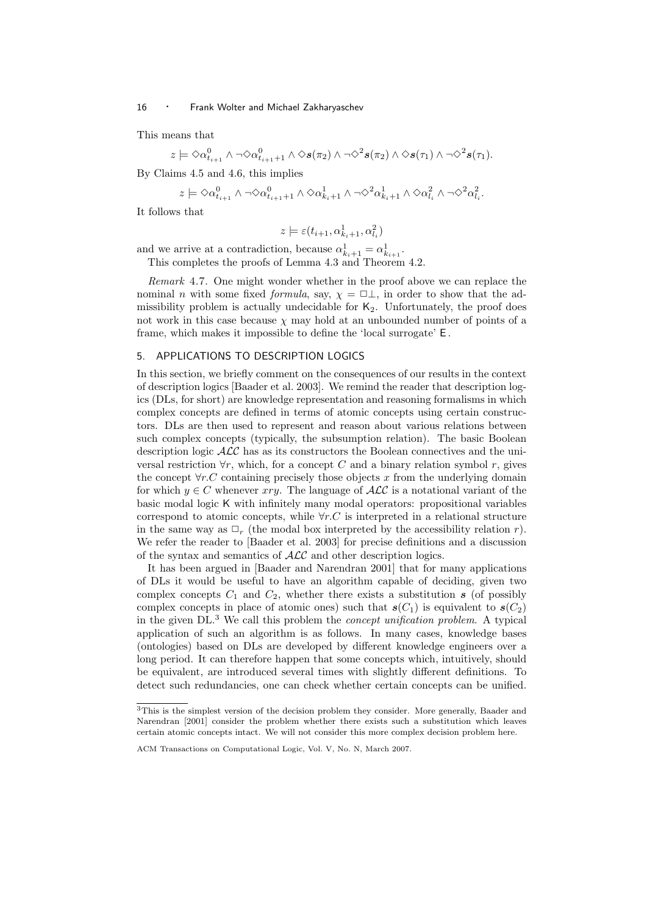This means that

$$z \models \Diamond\alpha^0_{t_{i+1}} \wedge \neg\Diamond\alpha^0_{t_{i+1}+1} \wedge \Diamond\boldsymbol{s}(\pi_2) \wedge \neg\Diamond^2\boldsymbol{s}(\pi_2) \wedge \Diamond\boldsymbol{s}(\tau_1) \wedge \neg\Diamond^2\boldsymbol{s}(\tau_1).$$

By Claims 4.5 and 4.6, this implies

$$z \models \Diamond\alpha^0_{t_{i+1}} \wedge \neg\Diamond\alpha^0_{t_{i+1}+1} \wedge \Diamond\alpha^1_{k_i+1} \wedge \neg\Diamond^2\alpha^1_{k_i+1} \wedge \Diamond\alpha^2_{l_i} \wedge \neg\Diamond^2\alpha^2_{l_i}.$$

It follows that

$$z \models \varepsilon(t_{i+1}, \alpha^1_{k_i+1}, \alpha^2_{l_i})$$

and we arrive at a contradiction, because $\alpha^1_{k_i+1} = \alpha^1_{k_{i+1}}$.

This completes the proofs of Lemma 4.3 and Theorem 4.2.

*Remark* 4.7. One might wonder whether in the proof above we can replace the nominal $n$ with some fixed *formula*, say, $\chi = \Box\bot$, in order to show that the admissibility problem is actually undecidable for $\mathsf{K}_2$. Unfortunately, the proof does not work in this case because $\chi$ may hold at an unbounded number of points of a frame, which makes it impossible to define the 'local surrogate' $\mathsf{E}$.

## 5. APPLICATIONS TO DESCRIPTION LOGICS

In this section, we briefly comment on the consequences of our results in the context of description logics [Baader et al. 2003]. We remind the reader that description logics (DLs, for short) are knowledge representation and reasoning formalisms in which complex concepts are defined in terms of atomic concepts using certain constructors. DLs are then used to represent and reason about various relations between such complex concepts (typically, the subsumption relation). The basic Boolean description logic $\mathcal{ALC}$ has as its constructors the Boolean connectives and the universal restriction $\forall r$, which, for a concept $C$ and a binary relation symbol $r$, gives the concept $\forall r.C$ containing precisely those objects $x$ from the underlying domain for which $y \in C$ whenever $xry$. The language of $\mathcal{ALC}$ is a notational variant of the basic modal logic $\mathsf{K}$ with infinitely many modal operators: propositional variables correspond to atomic concepts, while $\forall r.C$ is interpreted in a relational structure in the same way as $\Box_r$ (the modal box interpreted by the accessibility relation $r$). We refer the reader to [Baader et al. 2003] for precise definitions and a discussion of the syntax and semantics of $\mathcal{ALC}$ and other description logics.

It has been argued in [Baader and Narendran 2001] that for many applications of DLs it would be useful to have an algorithm capable of deciding, given two complex concepts $C_1$ and $C_2$, whether there exists a substitution $\boldsymbol{s}$ (of possibly complex concepts in place of atomic ones) such that $\boldsymbol{s}(C_1)$ is equivalent to $\boldsymbol{s}(C_2)$ in the given DL.[3] We call this problem the *concept unification problem*. A typical application of such an algorithm is as follows. In many cases, knowledge bases (ontologies) based on DLs are developed by different knowledge engineers over a long period. It can therefore happen that some concepts which, intuitively, should be equivalent, are introduced several times with slightly different definitions. To detect such redundancies, one can check whether certain concepts can be unified.

[3] This is the simplest version of the decision problem they consider. More generally, Baader and Narendran [2001] consider the problem whether there exists such a substitution which leaves certain atomic concepts intact. We will not consider this more complex decision problem here.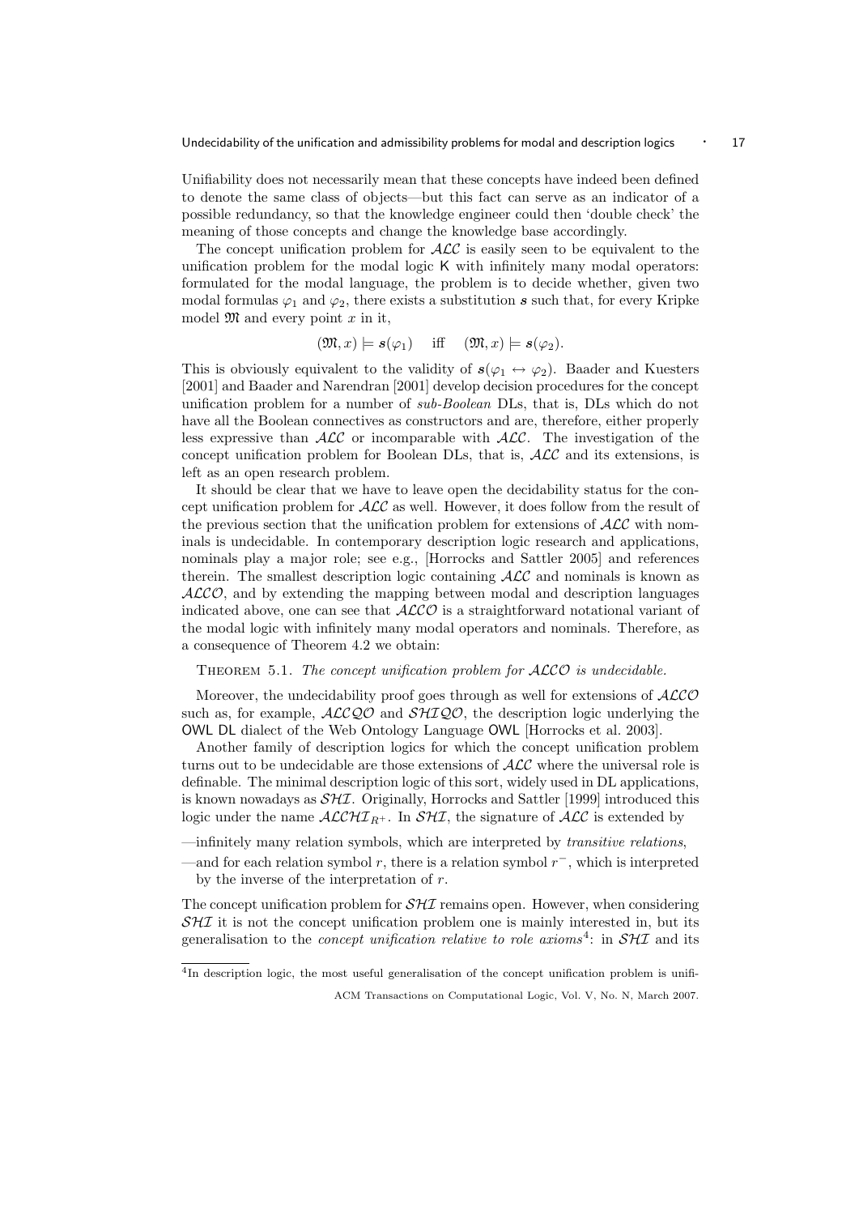Unifiability does not necessarily mean that these concepts have indeed been defined to denote the same class of objects—but this fact can serve as an indicator of a possible redundancy, so that the knowledge engineer could then 'double check' the meaning of those concepts and change the knowledge base accordingly.

The concept unification problem for $\mathcal{ALC}$ is easily seen to be equivalent to the unification problem for the modal logic K with infinitely many modal operators: formulated for the modal language, the problem is to decide whether, given two modal formulas $\varphi_1$ and $\varphi_2$, there exists a substitution $\boldsymbol{s}$ such that, for every Kripke model $\mathfrak{M}$ and every point $x$ in it,

$$(\mathfrak{M}, x) \models \boldsymbol{s}(\varphi_1) \quad \text{iff} \quad (\mathfrak{M}, x) \models \boldsymbol{s}(\varphi_2).$$

This is obviously equivalent to the validity of $\boldsymbol{s}(\varphi_1 \leftrightarrow \varphi_2)$. Baader and Kuesters [2001] and Baader and Narendran [2001] develop decision procedures for the concept unification problem for a number of *sub-Boolean* DLs, that is, DLs which do not have all the Boolean connectives as constructors and are, therefore, either properly less expressive than $\mathcal{ALC}$ or incomparable with $\mathcal{ALC}$. The investigation of the concept unification problem for Boolean DLs, that is, $\mathcal{ALC}$ and its extensions, is left as an open research problem.

It should be clear that we have to leave open the decidability status for the concept unification problem for $\mathcal{ALC}$ as well. However, it does follow from the result of the previous section that the unification problem for extensions of $\mathcal{ALC}$ with nominals is undecidable. In contemporary description logic research and applications, nominals play a major role; see e.g., [Horrocks and Sattler 2005] and references therein. The smallest description logic containing $\mathcal{ALC}$ and nominals is known as $\mathcal{ALCO}$, and by extending the mapping between modal and description languages indicated above, one can see that $\mathcal{ALCO}$ is a straightforward notational variant of the modal logic with infinitely many modal operators and nominals. Therefore, as a consequence of Theorem 4.2 we obtain:

Theorem 5.1. *The concept unification problem for $\mathcal{ALCO}$ is undecidable.*

Moreover, the undecidability proof goes through as well for extensions of $\mathcal{ALCO}$ such as, for example, $\mathcal{ALCQO}$ and $\mathcal{SHIQO}$, the description logic underlying the OWL DL dialect of the Web Ontology Language OWL [Horrocks et al. 2003].

Another family of description logics for which the concept unification problem turns out to be undecidable are those extensions of $\mathcal{ALC}$ where the universal role is definable. The minimal description logic of this sort, widely used in DL applications, is known nowadays as $\mathcal{SHI}$. Originally, Horrocks and Sattler [1999] introduced this logic under the name $\mathcal{ALCHI}_{R^+}$. In $\mathcal{SHI}$, the signature of $\mathcal{ALC}$ is extended by

—infinitely many relation symbols, which are interpreted by *transitive relations*,

—and for each relation symbol $r$, there is a relation symbol $r^-$, which is interpreted by the inverse of the interpretation of $r$.

The concept unification problem for $\mathcal{SHI}$ remains open. However, when considering $\mathcal{SHI}$ it is not the concept unification problem one is mainly interested in, but its generalisation to the *concept unification relative to role axioms*[4]: in $\mathcal{SHI}$ and its

[4]In description logic, the most useful generalisation of the concept unification problem is unifi-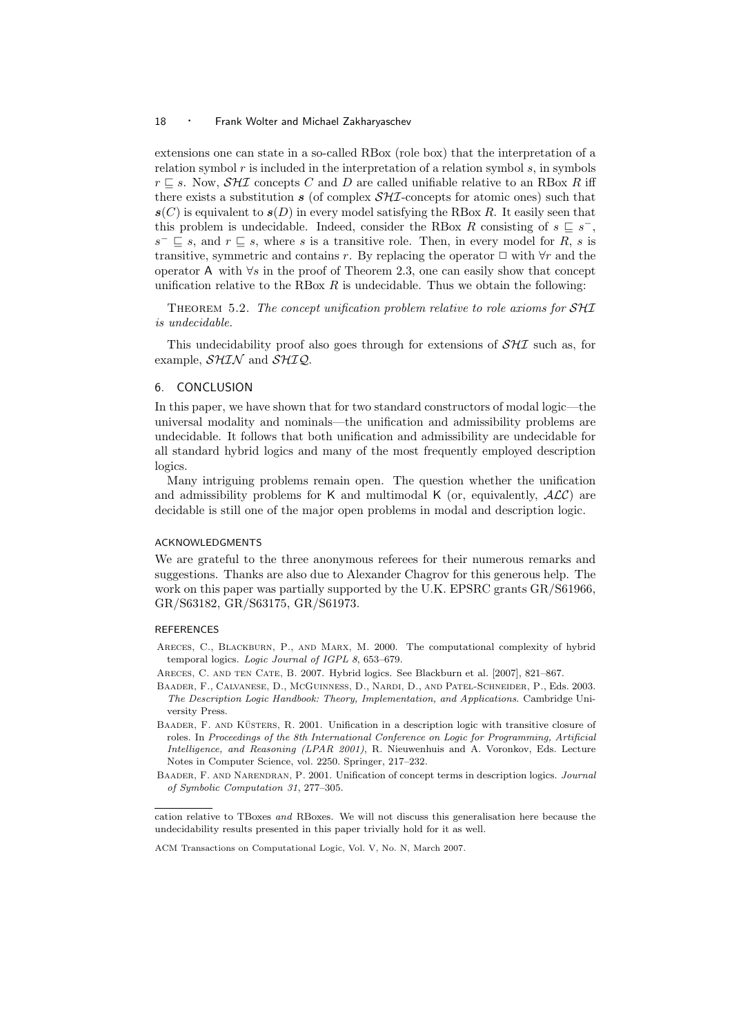extensions one can state in a so-called RBox (role box) that the interpretation of a relation symbol $r$ is included in the interpretation of a relation symbol $s$, in symbols $r \sqsubseteq s$. Now, $\mathcal{SHI}$ concepts $C$ and $D$ are called unifiable relative to an RBox $R$ iff there exists a substitution $\boldsymbol{s}$ (of complex $\mathcal{SHI}$-concepts for atomic ones) such that $\boldsymbol{s}(C)$ is equivalent to $\boldsymbol{s}(D)$ in every model satisfying the RBox $R$. It easily seen that this problem is undecidable. Indeed, consider the RBox $R$ consisting of $s \sqsubseteq s^-$, $s^- \sqsubseteq s$, and $r \sqsubseteq s$, where $s$ is a transitive role. Then, in every model for $R$, $s$ is transitive, symmetric and contains $r$. By replacing the operator $\Box$ with $\forall r$ and the operator $\mathsf{A}$ with $\forall s$ in the proof of Theorem 2.3, one can easily show that concept unification relative to the RBox $R$ is undecidable. Thus we obtain the following:

THEOREM 5.2. *The concept unification problem relative to role axioms for $\mathcal{SHI}$ is undecidable.*

This undecidability proof also goes through for extensions of $\mathcal{SHI}$ such as, for example, $\mathcal{SHIN}$ and $\mathcal{SHIQ}$.

## 6. CONCLUSION

In this paper, we have shown that for two standard constructors of modal logic—the universal modality and nominals—the unification and admissibility problems are undecidable. It follows that both unification and admissibility are undecidable for all standard hybrid logics and many of the most frequently employed description logics.

Many intriguing problems remain open. The question whether the unification and admissibility problems for $\mathsf{K}$ and multimodal $\mathsf{K}$ (or, equivalently, $\mathcal{ALC}$) are decidable is still one of the major open problems in modal and description logic.

### ACKNOWLEDGMENTS

We are grateful to the three anonymous referees for their numerous remarks and suggestions. Thanks are also due to Alexander Chagrov for this generous help. The work on this paper was partially supported by the U.K. EPSRC grants GR/S61966, GR/S63182, GR/S63175, GR/S61973.

### REFERENCES

ARECES, C., BLACKBURN, P., AND MARX, M. 2000. The computational complexity of hybrid temporal logics. *Logic Journal of IGPL 8*, 653–679.

ARECES, C. AND TEN CATE, B. 2007. Hybrid logics. See Blackburn et al. [2007], 821–867.

BAADER, F., CALVANESE, D., MCGUINNESS, D., NARDI, D., AND PATEL-SCHNEIDER, P., Eds. 2003. *The Description Logic Handbook: Theory, Implementation, and Applications*. Cambridge University Press.

BAADER, F. AND KÜSTERS, R. 2001. Unification in a description logic with transitive closure of roles. In *Proceedings of the 8th International Conference on Logic for Programming, Artificial Intelligence, and Reasoning (LPAR 2001)*, R. Nieuwenhuis and A. Voronkov, Eds. Lecture Notes in Computer Science, vol. 2250. Springer, 217–232.

BAADER, F. AND NARENDRAN, P. 2001. Unification of concept terms in description logics. *Journal of Symbolic Computation 31*, 277–305.

---

cation relative to TBoxes *and* RBoxes. We will not discuss this generalisation here because the undecidability results presented in this paper trivially hold for it as well.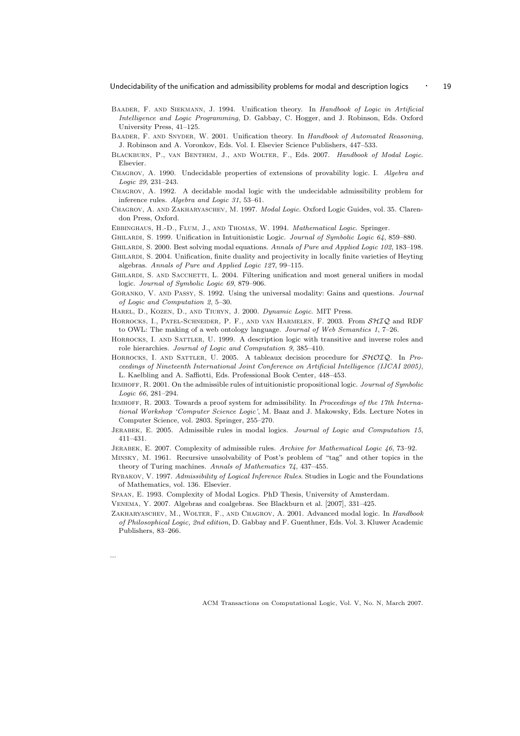Baader, F. and Siekmann, J. 1994. Unification theory. In *Handbook of Logic in Artificial Intelligence and Logic Programming*, D. Gabbay, C. Hogger, and J. Robinson, Eds. Oxford University Press, 41–125.

Baader, F. and Snyder, W. 2001. Unification theory. In *Handbook of Automated Reasoning*, J. Robinson and A. Voronkov, Eds. Vol. I. Elsevier Science Publishers, 447–533.

Blackburn, P., van Benthem, J., and Wolter, F., Eds. 2007. *Handbook of Modal Logic*. Elsevier.

Chagrov, A. 1990. Undecidable properties of extensions of provability logic. I. *Algebra and Logic 29*, 231–243.

Chagrov, A. 1992. A decidable modal logic with the undecidable admissibility problem for inference rules. *Algebra and Logic 31*, 53–61.

Chagrov, A. and Zakharyaschev, M. 1997. *Modal Logic*. Oxford Logic Guides, vol. 35. Clarendon Press, Oxford.

Ebbinghaus, H.-D., Flum, J., and Thomas, W. 1994. *Mathematical Logic*. Springer.

Ghilardi, S. 1999. Unification in Intuitionistic Logic. *Journal of Symbolic Logic 64*, 859–880.

Ghilardi, S. 2000. Best solving modal equations. *Annals of Pure and Applied Logic 102*, 183–198.

Ghilardi, S. 2004. Unification, finite duality and projectivity in locally finite varieties of Heyting algebras. *Annals of Pure and Applied Logic 127*, 99–115.

Ghilardi, S. and Sacchetti, L. 2004. Filtering unification and most general unifiers in modal logic. *Journal of Symbolic Logic 69*, 879–906.

Goranko, V. and Passy, S. 1992. Using the universal modality: Gains and questions. *Journal of Logic and Computation 2*, 5–30.

Harel, D., Kozen, D., and Tiuryn, J. 2000. *Dynamic Logic*. MIT Press.

Horrocks, I., Patel-Schneider, P. F., and van Harmelen, F. 2003. From $\mathcal{SHIQ}$ and RDF to OWL: The making of a web ontology language. *Journal of Web Semantics 1*, 7–26.

Horrocks, I. and Sattler, U. 1999. A description logic with transitive and inverse roles and role hierarchies. *Journal of Logic and Computation 9*, 385–410.

Horrocks, I. and Sattler, U. 2005. A tableaux decision procedure for $\mathcal{SHOIQ}$. In *Proceedings of Nineteenth International Joint Conference on Artificial Intelligence (IJCAI 2005)*, L. Kaelbling and A. Saffiotti, Eds. Professional Book Center, 448–453.

Iemhoff, R. 2001. On the admissible rules of intuitionistic propositional logic. *Journal of Symbolic Logic 66*, 281–294.

Iemhoff, R. 2003. Towards a proof system for admissibility. In *Proceedings of the 17th International Workshop 'Computer Science Logic'*, M. Baaz and J. Makowsky, Eds. Lecture Notes in Computer Science, vol. 2803. Springer, 255–270.

Jerabek, E. 2005. Admissible rules in modal logics. *Journal of Logic and Computation 15*, 411–431.

Jerabek, E. 2007. Complexity of admissible rules. *Archive for Mathematical Logic 46*, 73–92.

Minsky, M. 1961. Recursive unsolvability of Post's problem of "tag" and other topics in the theory of Turing machines. *Annals of Mathematics 74*, 437–455.

Rybakov, V. 1997. *Admissibility of Logical Inference Rules*. Studies in Logic and the Foundations of Mathematics, vol. 136. Elsevier.

Spaan, E. 1993. Complexity of Modal Logics. PhD Thesis, University of Amsterdam.

Venema, Y. 2007. Algebras and coalgebras. See Blackburn et al. [2007], 331–425.

Zakharyaschev, M., Wolter, F., and Chagrov, A. 2001. Advanced modal logic. In *Handbook of Philosophical Logic, 2nd edition*, D. Gabbay and F. Guenthner, Eds. Vol. 3. Kluwer Academic Publishers, 83–266.

...